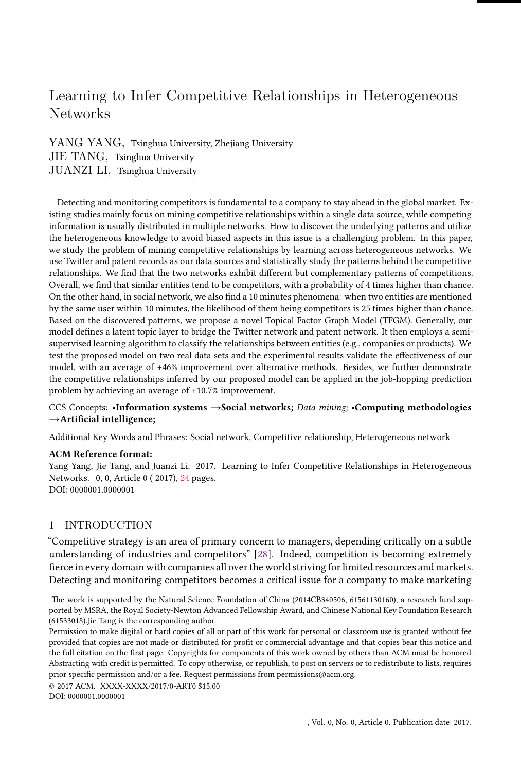# Learning to Infer Competitive Relationships in Heterogeneous Networks

YANG YANG, Tsinghua University, Zhejiang University
JIE TANG, Tsinghua University
JUANZI LI, Tsinghua University

Detecting and monitoring competitors is fundamental to a company to stay ahead in the global market. Existing studies mainly focus on mining competitive relationships within a single data source, while competing information is usually distributed in multiple networks. How to discover the underlying patterns and utilize the heterogeneous knowledge to avoid biased aspects in this issue is a challenging problem. In this paper, we study the problem of mining competitive relationships by learning across heterogeneous networks. We use Twitter and patent records as our data sources and statistically study the patterns behind the competitive relationships. We find that the two networks exhibit different but complementary patterns of competitions. Overall, we find that similar entities tend to be competitors, with a probability of 4 times higher than chance. On the other hand, in social network, we also find a 10 minutes phenomena: when two entities are mentioned by the same user within 10 minutes, the likelihood of them being competitors is 25 times higher than chance. Based on the discovered patterns, we propose a novel Topical Factor Graph Model (TFGM). Generally, our model defines a latent topic layer to bridge the Twitter network and patent network. It then employs a semi-supervised learning algorithm to classify the relationships between entities (e.g., companies or products). We test the proposed model on two real data sets and the experimental results validate the effectiveness of our model, with an average of +46% improvement over alternative methods. Besides, we further demonstrate the competitive relationships inferred by our proposed model can be applied in the job-hopping prediction problem by achieving an average of +10.7% improvement.

CCS Concepts: •**Information systems** →**Social networks;** *Data mining;* •**Computing methodologies** →**Artificial intelligence;**

Additional Key Words and Phrases: Social network, Competitive relationship, Heterogeneous network

**ACM Reference format:**
Yang Yang, Jie Tang, and Juanzi Li. 2017. Learning to Infer Competitive Relationships in Heterogeneous Networks. 0, 0, Article 0 ( 2017), 24 pages.
DOI: 0000001.0000001

## 1 INTRODUCTION

"Competitive strategy is an area of primary concern to managers, depending critically on a subtle understanding of industries and competitors" [28]. Indeed, competition is becoming extremely fierce in every domain with companies all over the world striving for limited resources and markets. Detecting and monitoring competitors becomes a critical issue for a company to make marketing

The work is supported by the Natural Science Foundation of China (2014CB340506, 61561130160), a research fund supported by MSRA, the Royal Society-Newton Advanced Fellowship Award, and Chinese National Key Foundation Research (61533018).Jie Tang is the corresponding author.

Permission to make digital or hard copies of all or part of this work for personal or classroom use is granted without fee provided that copies are not made or distributed for profit or commercial advantage and that copies bear this notice and the full citation on the first page. Copyrights for components of this work owned by others than ACM must be honored. Abstracting with credit is permitted. To copy otherwise, or republish, to post on servers or to redistribute to lists, requires prior specific permission and/or a fee. Request permissions from permissions@acm.org.

© 2017 ACM. XXXX-XXXX/2017/0-ART0 $15.00
DOI: 0000001.0000001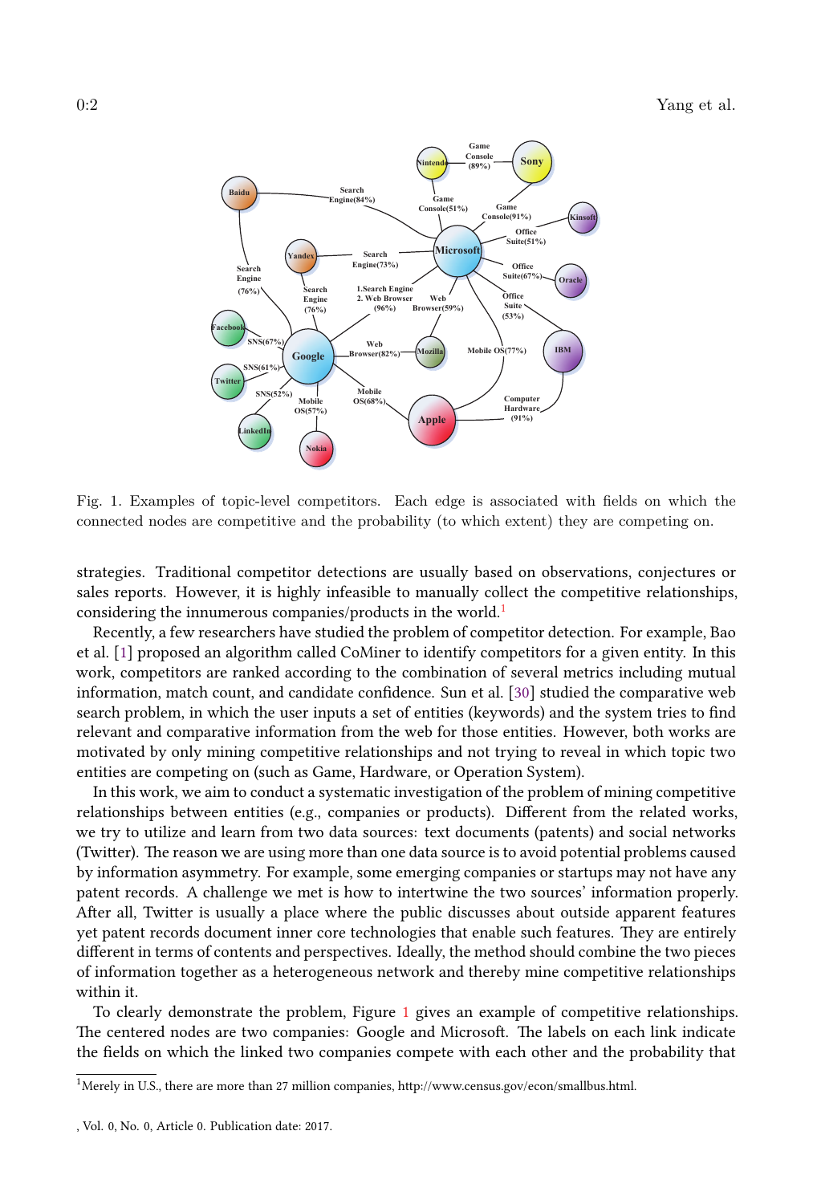Fig. 1. Examples of topic-level competitors. Each edge is associated with fields on which the connected nodes are competitive and the probability (to which extent) they are competing on.

strategies. Traditional competitor detections are usually based on observations, conjectures or sales reports. However, it is highly infeasible to manually collect the competitive relationships, considering the innumerous companies/products in the world.[1]

Recently, a few researchers have studied the problem of competitor detection. For example, Bao et al. [1] proposed an algorithm called CoMiner to identify competitors for a given entity. In this work, competitors are ranked according to the combination of several metrics including mutual information, match count, and candidate confidence. Sun et al. [30] studied the comparative web search problem, in which the user inputs a set of entities (keywords) and the system tries to find relevant and comparative information from the web for those entities. However, both works are motivated by only mining competitive relationships and not trying to reveal in which topic two entities are competing on (such as Game, Hardware, or Operation System).

In this work, we aim to conduct a systematic investigation of the problem of mining competitive relationships between entities (e.g., companies or products). Different from the related works, we try to utilize and learn from two data sources: text documents (patents) and social networks (Twitter). The reason we are using more than one data source is to avoid potential problems caused by information asymmetry. For example, some emerging companies or startups may not have any patent records. A challenge we met is how to intertwine the two sources' information properly. After all, Twitter is usually a place where the public discusses about outside apparent features yet patent records document inner core technologies that enable such features. They are entirely different in terms of contents and perspectives. Ideally, the method should combine the two pieces of information together as a heterogeneous network and thereby mine competitive relationships within it.

To clearly demonstrate the problem, Figure 1 gives an example of competitive relationships. The centered nodes are two companies: Google and Microsoft. The labels on each link indicate the fields on which the linked two companies compete with each other and the probability that

[1] Merely in U.S., there are more than 27 million companies, http://www.census.gov/econ/smallbus.html.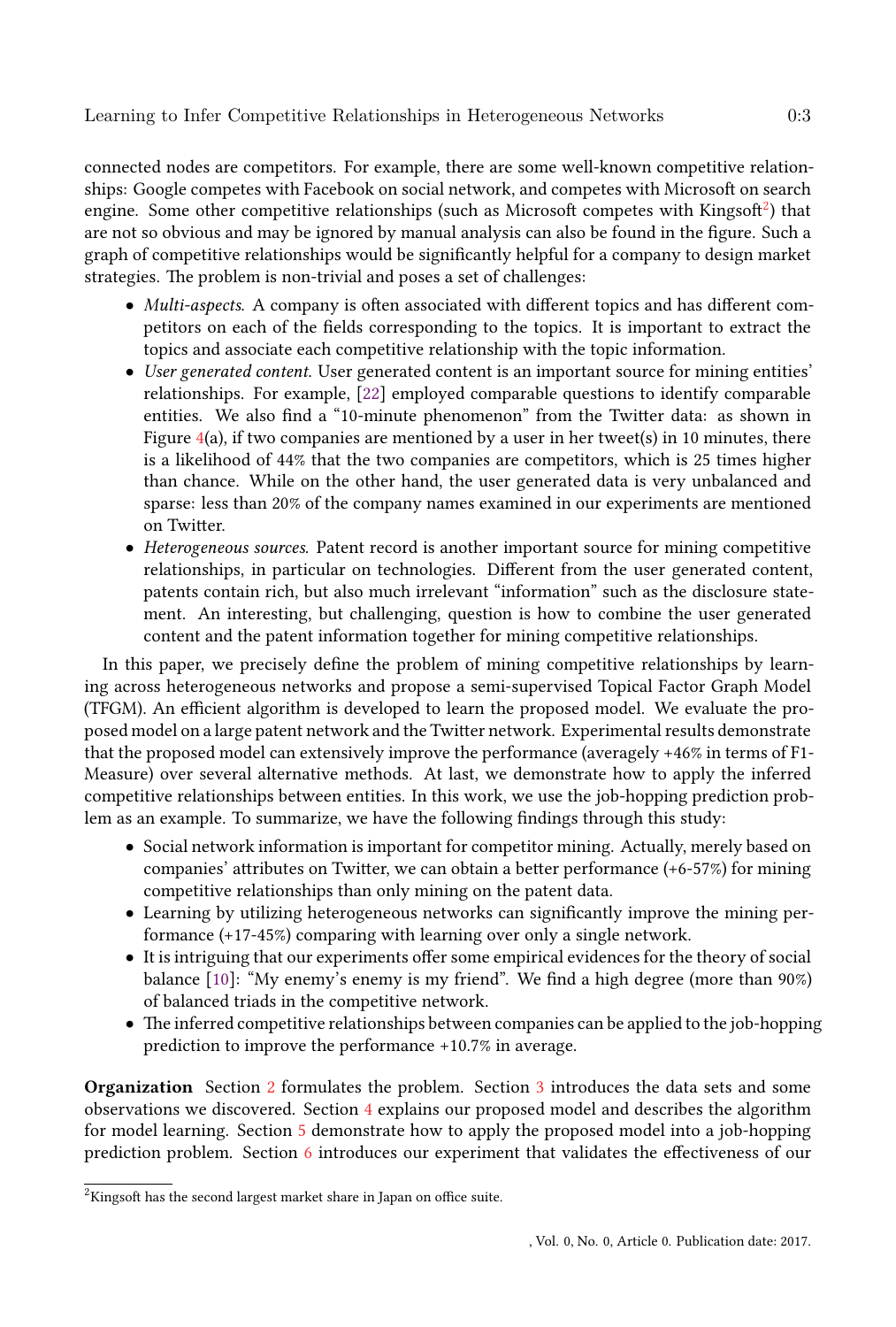connected nodes are competitors. For example, there are some well-known competitive relationships: Google competes with Facebook on social network, and competes with Microsoft on search engine. Some other competitive relationships (such as Microsoft competes with Kingsoft[2]) that are not so obvious and may be ignored by manual analysis can also be found in the figure. Such a graph of competitive relationships would be significantly helpful for a company to design market strategies. The problem is non-trivial and poses a set of challenges:

- *Multi-aspects.* A company is often associated with different topics and has different competitors on each of the fields corresponding to the topics. It is important to extract the topics and associate each competitive relationship with the topic information.
- *User generated content.* User generated content is an important source for mining entities' relationships. For example, [22] employed comparable questions to identify comparable entities. We also find a "10-minute phenomenon" from the Twitter data: as shown in Figure 4(a), if two companies are mentioned by a user in her tweet(s) in 10 minutes, there is a likelihood of 44% that the two companies are competitors, which is 25 times higher than chance. While on the other hand, the user generated data is very unbalanced and sparse: less than 20% of the company names examined in our experiments are mentioned on Twitter.
- *Heterogeneous sources.* Patent record is another important source for mining competitive relationships, in particular on technologies. Different from the user generated content, patents contain rich, but also much irrelevant "information" such as the disclosure statement. An interesting, but challenging, question is how to combine the user generated content and the patent information together for mining competitive relationships.

In this paper, we precisely define the problem of mining competitive relationships by learning across heterogeneous networks and propose a semi-supervised Topical Factor Graph Model (TFGM). An efficient algorithm is developed to learn the proposed model. We evaluate the proposed model on a large patent network and the Twitter network. Experimental results demonstrate that the proposed model can extensively improve the performance (averagely +46% in terms of F1-Measure) over several alternative methods. At last, we demonstrate how to apply the inferred competitive relationships between entities. In this work, we use the job-hopping prediction problem as an example. To summarize, we have the following findings through this study:

- Social network information is important for competitor mining. Actually, merely based on companies' attributes on Twitter, we can obtain a better performance (+6-57%) for mining competitive relationships than only mining on the patent data.
- Learning by utilizing heterogeneous networks can significantly improve the mining performance (+17-45%) comparing with learning over only a single network.
- It is intriguing that our experiments offer some empirical evidences for the theory of social balance [10]: "My enemy's enemy is my friend". We find a high degree (more than 90%) of balanced triads in the competitive network.
- The inferred competitive relationships between companies can be applied to the job-hopping prediction to improve the performance +10.7% in average.

**Organization** Section 2 formulates the problem. Section 3 introduces the data sets and some observations we discovered. Section 4 explains our proposed model and describes the algorithm for model learning. Section 5 demonstrate how to apply the proposed model into a job-hopping prediction problem. Section 6 introduces our experiment that validates the effectiveness of our

[2]Kingsoft has the second largest market share in Japan on office suite.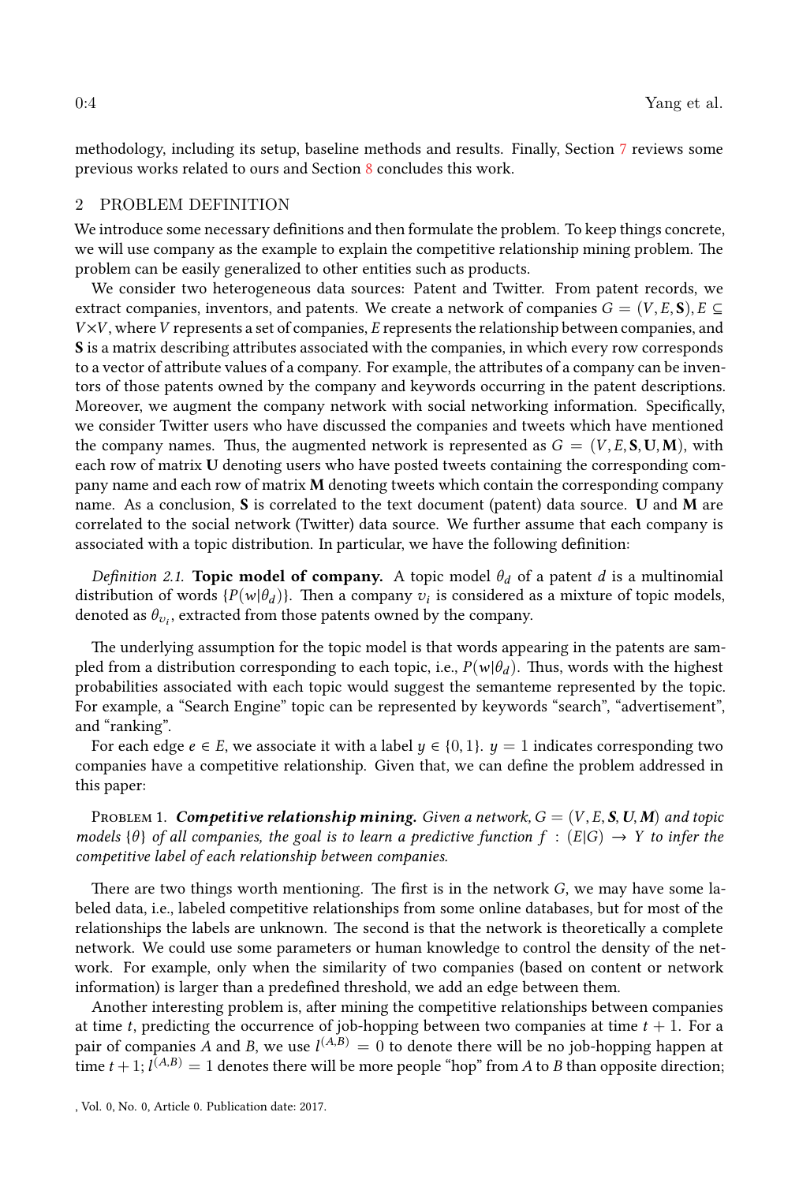methodology, including its setup, baseline methods and results. Finally, Section 7 reviews some previous works related to ours and Section 8 concludes this work.

## 2 PROBLEM DEFINITION

We introduce some necessary definitions and then formulate the problem. To keep things concrete, we will use company as the example to explain the competitive relationship mining problem. The problem can be easily generalized to other entities such as products.

We consider two heterogeneous data sources: Patent and Twitter. From patent records, we extract companies, inventors, and patents. We create a network of companies $G = (V, E, \mathbf{S}), E \subseteq V \times V$, where $V$ represents a set of companies, $E$ represents the relationship between companies, and $\mathbf{S}$ is a matrix describing attributes associated with the companies, in which every row corresponds to a vector of attribute values of a company. For example, the attributes of a company can be inventors of those patents owned by the company and keywords occurring in the patent descriptions. Moreover, we augment the company network with social networking information. Specifically, we consider Twitter users who have discussed the companies and tweets which have mentioned the company names. Thus, the augmented network is represented as $G = (V, E, \mathbf{S}, \mathbf{U}, \mathbf{M})$, with each row of matrix $\mathbf{U}$ denoting users who have posted tweets containing the corresponding company name and each row of matrix $\mathbf{M}$ denoting tweets which contain the corresponding company name. As a conclusion, $\mathbf{S}$ is correlated to the text document (patent) data source. $\mathbf{U}$ and $\mathbf{M}$ are correlated to the social network (Twitter) data source. We further assume that each company is associated with a topic distribution. In particular, we have the following definition:

*Definition 2.1.* **Topic model of company.** A topic model $\theta_d$ of a patent $d$ is a multinomial distribution of words $\{P(w|\theta_d)\}$. Then a company $v_i$ is considered as a mixture of topic models, denoted as $\theta_{v_i}$, extracted from those patents owned by the company.

The underlying assumption for the topic model is that words appearing in the patents are sampled from a distribution corresponding to each topic, i.e., $P(w|\theta_d)$. Thus, words with the highest probabilities associated with each topic would suggest the semanteme represented by the topic. For example, a "Search Engine" topic can be represented by keywords "search", "advertisement", and "ranking".

For each edge $e \in E$, we associate it with a label $y \in \{0, 1\}$. $y = 1$ indicates corresponding two companies have a competitive relationship. Given that, we can define the problem addressed in this paper:

PROBLEM 1. ***Competitive relationship mining.*** *Given a network, $G = (V, E, \boldsymbol{S}, \boldsymbol{U}, \boldsymbol{M})$ and topic models $\{\theta\}$ of all companies, the goal is to learn a predictive function $f : (E|G) \rightarrow Y$ to infer the competitive label of each relationship between companies.*

There are two things worth mentioning. The first is in the network $G$, we may have some labeled data, i.e., labeled competitive relationships from some online databases, but for most of the relationships the labels are unknown. The second is that the network is theoretically a complete network. We could use some parameters or human knowledge to control the density of the network. For example, only when the similarity of two companies (based on content or network information) is larger than a predefined threshold, we add an edge between them.

Another interesting problem is, after mining the competitive relationships between companies at time $t$, predicting the occurrence of job-hopping between two companies at time $t + 1$. For a pair of companies $A$ and $B$, we use $l^{(A,B)} = 0$ to denote there will be no job-hopping happen at time $t + 1$; $l^{(A,B)} = 1$ denotes there will be more people "hop" from $A$ to $B$ than opposite direction;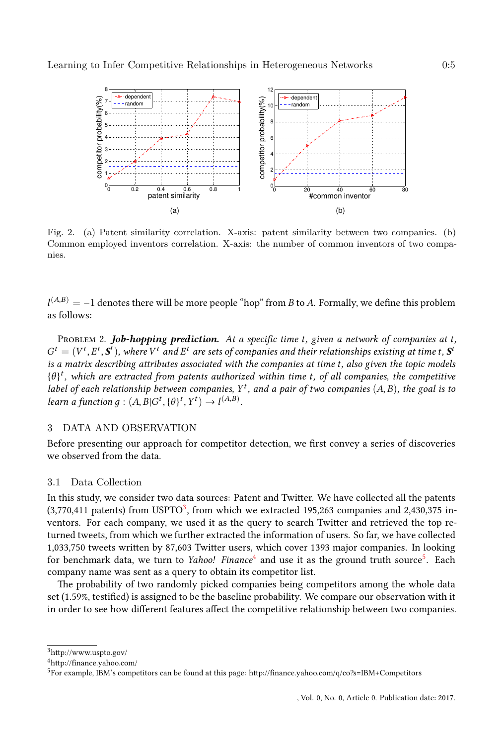Fig. 2. (a) Patent similarity correlation. X-axis: patent similarity between two companies. (b) Common employed inventors correlation. X-axis: the number of common inventors of two companies.

$l^{(A,B)} = -1$ denotes there will be more people "hop" from $B$ to $A$. Formally, we define this problem as follows:

Problem 2. ***Job-hopping prediction.*** *At a specific time $t$, given a network of companies at $t$, $G^t = (V^t, E^t, \boldsymbol{S}^t)$, where $V^t$ and $E^t$ are sets of companies and their relationships existing at time $t$, $\boldsymbol{S}^t$ is a matrix describing attributes associated with the companies at time $t$, also given the topic models $\{\theta\}^t$, which are extracted from patents authorized within time $t$, of all companies, the competitive label of each relationship between companies, $Y^t$, and a pair of two companies $(A, B)$, the goal is to learn a function $g : (A, B|G^t, \{\theta\}^t, Y^t) \rightarrow l^{(A,B)}$.*

## 3 DATA AND OBSERVATION

Before presenting our approach for competitor detection, we first convey a series of discoveries we observed from the data.

### 3.1 Data Collection

In this study, we consider two data sources: Patent and Twitter. We have collected all the patents (3,770,411 patents) from USPTO[3], from which we extracted 195,263 companies and 2,430,375 inventors. For each company, we used it as the query to search Twitter and retrieved the top returned tweets, from which we further extracted the information of users. So far, we have collected 1,033,750 tweets written by 87,603 Twitter users, which cover 1393 major companies. In looking for benchmark data, we turn to *Yahoo! Finance*[4] and use it as the ground truth source[5]. Each company name was sent as a query to obtain its competitor list.

The probability of two randomly picked companies being competitors among the whole data set (1.59%, testified) is assigned to be the baseline probability. We compare our observation with it in order to see how different features affect the competitive relationship between two companies.

[3] http://www.uspto.gov/

[4] http://finance.yahoo.com/

[5] For example, IBM's competitors can be found at this page: http://finance.yahoo.com/q/co?s=IBM+Competitors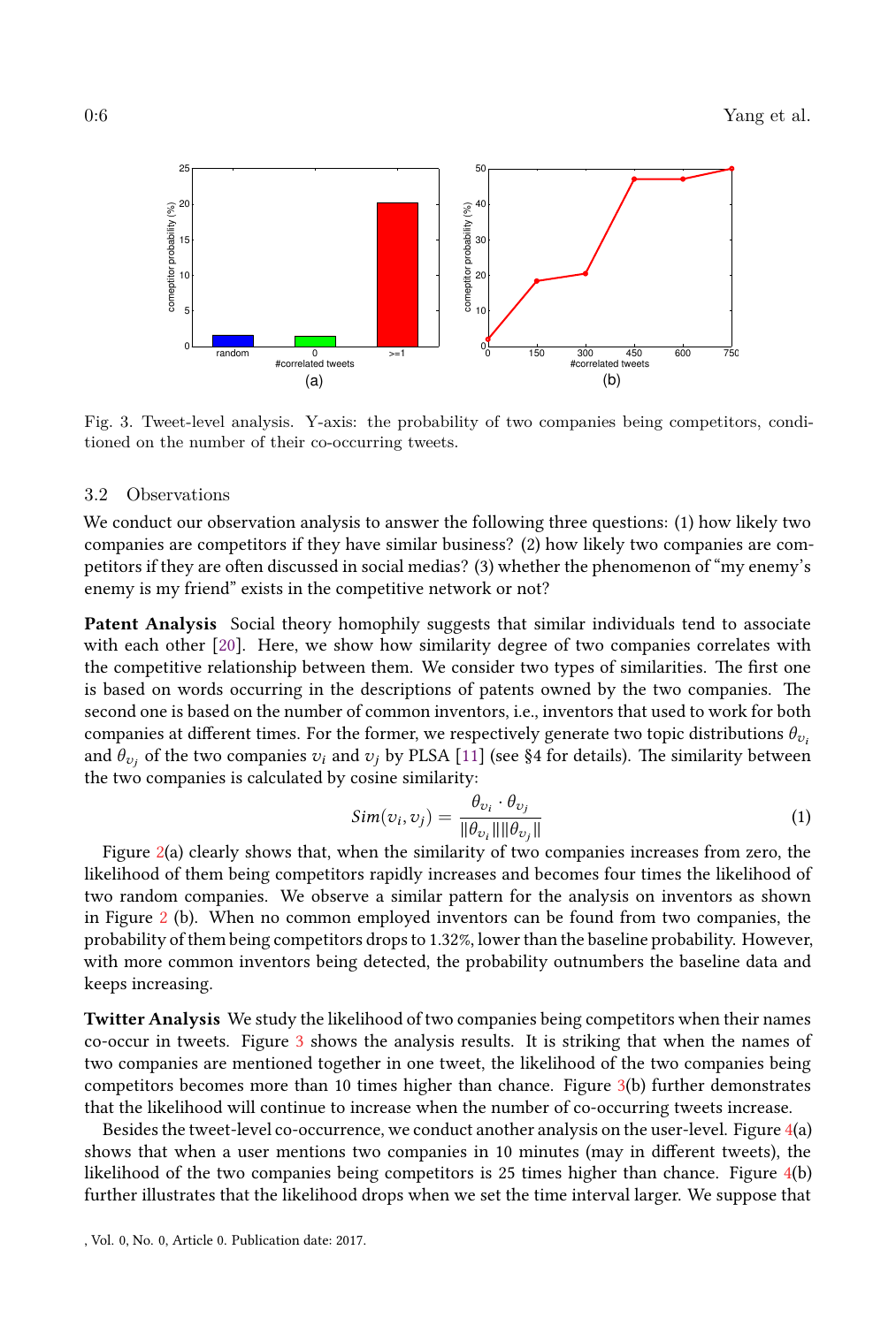Fig. 3. Tweet-level analysis. Y-axis: the probability of two companies being competitors, conditioned on the number of their co-occurring tweets.

### 3.2 Observations

We conduct our observation analysis to answer the following three questions: (1) how likely two companies are competitors if they have similar business? (2) how likely two companies are competitors if they are often discussed in social medias? (3) whether the phenomenon of "my enemy's enemy is my friend" exists in the competitive network or not?

**Patent Analysis** Social theory homophily suggests that similar individuals tend to associate with each other [20]. Here, we show how similarity degree of two companies correlates with the competitive relationship between them. We consider two types of similarities. The first one is based on words occurring in the descriptions of patents owned by the two companies. The second one is based on the number of common inventors, i.e., inventors that used to work for both companies at different times. For the former, we respectively generate two topic distributions $\theta_{v_i}$ and $\theta_{v_j}$ of the two companies $v_i$ and $v_j$ by PLSA [11] (see §4 for details). The similarity between the two companies is calculated by cosine similarity:

$$Sim(v_i, v_j) = \frac{\theta_{v_i} \cdot \theta_{v_j}}{\|\theta_{v_i}\| \|\theta_{v_j}\|} \tag{1}$$

Figure 2(a) clearly shows that, when the similarity of two companies increases from zero, the likelihood of them being competitors rapidly increases and becomes four times the likelihood of two random companies. We observe a similar pattern for the analysis on inventors as shown in Figure 2 (b). When no common employed inventors can be found from two companies, the probability of them being competitors drops to 1.32%, lower than the baseline probability. However, with more common inventors being detected, the probability outnumbers the baseline data and keeps increasing.

**Twitter Analysis** We study the likelihood of two companies being competitors when their names co-occur in tweets. Figure 3 shows the analysis results. It is striking that when the names of two companies are mentioned together in one tweet, the likelihood of the two companies being competitors becomes more than 10 times higher than chance. Figure 3(b) further demonstrates that the likelihood will continue to increase when the number of co-occurring tweets increase.

Besides the tweet-level co-occurrence, we conduct another analysis on the user-level. Figure 4(a) shows that when a user mentions two companies in 10 minutes (may in different tweets), the likelihood of the two companies being competitors is 25 times higher than chance. Figure 4(b) further illustrates that the likelihood drops when we set the time interval larger. We suppose that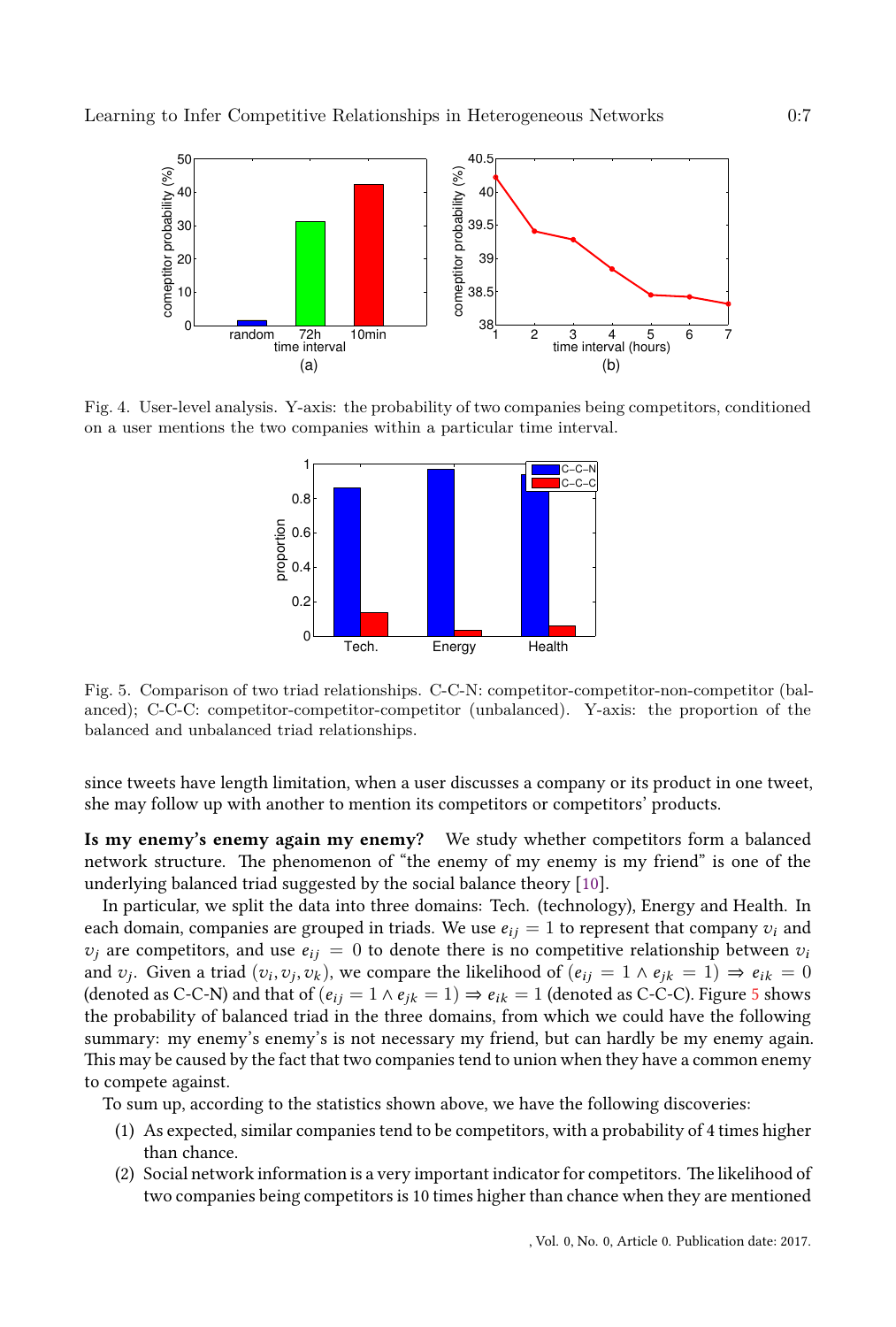Fig. 4. User-level analysis. Y-axis: the probability of two companies being competitors, conditioned on a user mentions the two companies within a particular time interval.

Fig. 5. Comparison of two triad relationships. C-C-N: competitor-competitor-non-competitor (balanced); C-C-C: competitor-competitor-competitor (unbalanced). Y-axis: the proportion of the balanced and unbalanced triad relationships.

since tweets have length limitation, when a user discusses a company or its product in one tweet, she may follow up with another to mention its competitors or competitors' products.

**Is my enemy's enemy again my enemy?** We study whether competitors form a balanced network structure. The phenomenon of "the enemy of my enemy is my friend" is one of the underlying balanced triad suggested by the social balance theory [10].

In particular, we split the data into three domains: Tech. (technology), Energy and Health. In each domain, companies are grouped in triads. We use $e_{ij} = 1$ to represent that company $v_i$ and $v_j$ are competitors, and use $e_{ij} = 0$ to denote there is no competitive relationship between $v_i$ and $v_j$. Given a triad $(v_i, v_j, v_k)$, we compare the likelihood of $(e_{ij} = 1 \land e_{jk} = 1) \Rightarrow e_{ik} = 0$ (denoted as C-C-N) and that of $(e_{ij} = 1 \land e_{jk} = 1) \Rightarrow e_{ik} = 1$ (denoted as C-C-C). Figure 5 shows the probability of balanced triad in the three domains, from which we could have the following summary: my enemy's enemy's is not necessary my friend, but can hardly be my enemy again. This may be caused by the fact that two companies tend to union when they have a common enemy to compete against.

To sum up, according to the statistics shown above, we have the following discoveries:

1. As expected, similar companies tend to be competitors, with a probability of 4 times higher than chance.
2. Social network information is a very important indicator for competitors. The likelihood of two companies being competitors is 10 times higher than chance when they are mentioned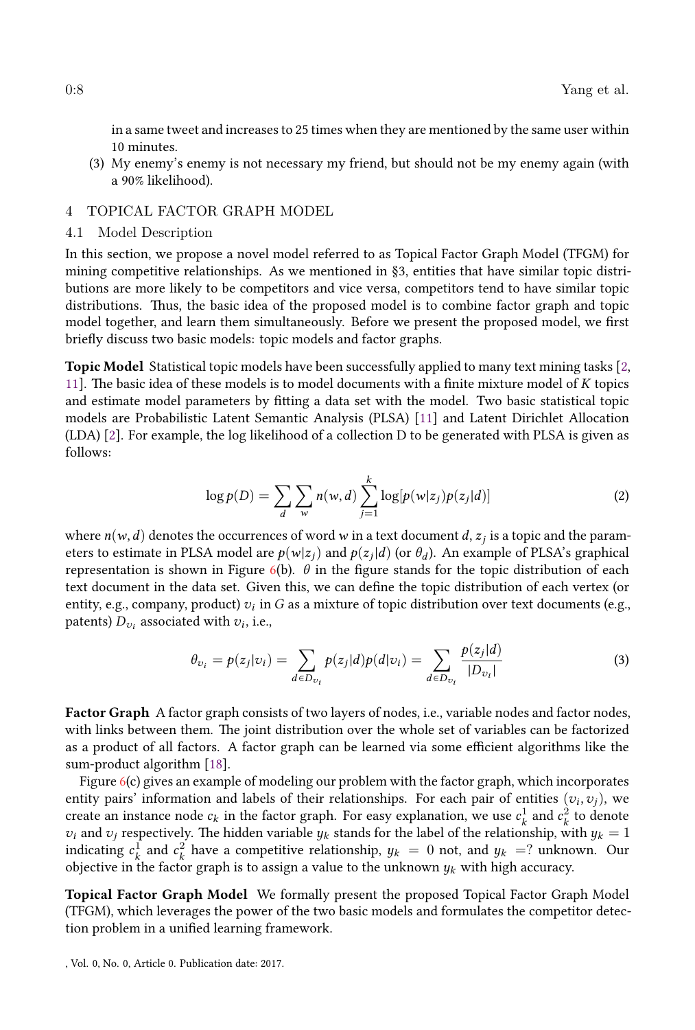in a same tweet and increases to 25 times when they are mentioned by the same user within 10 minutes.

(3) My enemy's enemy is not necessary my friend, but should not be my enemy again (with a 90% likelihood).

## 4 TOPICAL FACTOR GRAPH MODEL

### 4.1 Model Description

In this section, we propose a novel model referred to as Topical Factor Graph Model (TFGM) for mining competitive relationships. As we mentioned in §3, entities that have similar topic distributions are more likely to be competitors and vice versa, competitors tend to have similar topic distributions. Thus, the basic idea of the proposed model is to combine factor graph and topic model together, and learn them simultaneously. Before we present the proposed model, we first briefly discuss two basic models: topic models and factor graphs.

**Topic Model** Statistical topic models have been successfully applied to many text mining tasks [2, 11]. The basic idea of these models is to model documents with a finite mixture model of $K$ topics and estimate model parameters by fitting a data set with the model. Two basic statistical topic models are Probabilistic Latent Semantic Analysis (PLSA) [11] and Latent Dirichlet Allocation (LDA) [2]. For example, the log likelihood of a collection D to be generated with PLSA is given as follows:

$$\log p(D) = \sum_{d} \sum_{w} n(w,d) \sum_{j=1}^{k} \log[p(w|z_j)p(z_j|d)] \tag{2}$$

where $n(w,d)$ denotes the occurrences of word $w$ in a text document $d$, $z_j$ is a topic and the parameters to estimate in PLSA model are $p(w|z_j)$ and $p(z_j|d)$ (or $\theta_d$). An example of PLSA's graphical representation is shown in Figure 6(b). $\theta$ in the figure stands for the topic distribution of each text document in the data set. Given this, we can define the topic distribution of each vertex (or entity, e.g., company, product) $v_i$ in $G$ as a mixture of topic distribution over text documents (e.g., patents) $D_{v_i}$ associated with $v_i$, i.e.,

$$\theta_{v_i} = p(z_j|v_i) = \sum_{d \in D_{v_i}} p(z_j|d)p(d|v_i) = \sum_{d \in D_{v_i}} \frac{p(z_j|d)}{|D_{v_i}|} \tag{3}$$

**Factor Graph** A factor graph consists of two layers of nodes, i.e., variable nodes and factor nodes, with links between them. The joint distribution over the whole set of variables can be factorized as a product of all factors. A factor graph can be learned via some efficient algorithms like the sum-product algorithm [18].

Figure 6(c) gives an example of modeling our problem with the factor graph, which incorporates entity pairs' information and labels of their relationships. For each pair of entities $(v_i, v_j)$, we create an instance node $c_k$ in the factor graph. For easy explanation, we use $c_k^1$ and $c_k^2$ to denote $v_i$ and $v_j$ respectively. The hidden variable $y_k$ stands for the label of the relationship, with $y_k = 1$ indicating $c_k^1$ and $c_k^2$ have a competitive relationship, $y_k = 0$ not, and $y_k = ?$ unknown. Our objective in the factor graph is to assign a value to the unknown $y_k$ with high accuracy.

**Topical Factor Graph Model** We formally present the proposed Topical Factor Graph Model (TFGM), which leverages the power of the two basic models and formulates the competitor detection problem in a unified learning framework.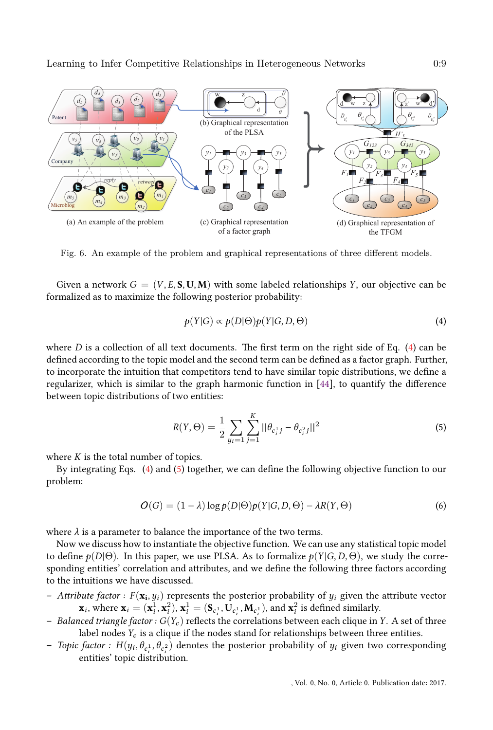(a) An example of the problem

(b) Graphical representation of the PLSA

(c) Graphical representation of a factor graph

(d) Graphical representation of the TFGM

Fig. 6. An example of the problem and graphical representations of three different models.

Given a network $G = (V, E, \mathbf{S}, \mathbf{U}, \mathbf{M})$ with some labeled relationships $Y$, our objective can be formalized as to maximize the following posterior probability:

$$p(Y|G) \propto p(D|\Theta)p(Y|G, D, \Theta) \tag{4}$$

where $D$ is a collection of all text documents. The first term on the right side of Eq. (4) can be defined according to the topic model and the second term can be defined as a factor graph. Further, to incorporate the intuition that competitors tend to have similar topic distributions, we define a regularizer, which is similar to the graph harmonic function in [44], to quantify the difference between topic distributions of two entities:

$$R(Y, \Theta) = \frac{1}{2} \sum_{y_i = 1} \sum_{j=1}^{K} ||\theta_{c_i^1 j} - \theta_{c_i^2 j}||^2 \tag{5}$$

where $K$ is the total number of topics.

By integrating Eqs. (4) and (5) together, we can define the following objective function to our problem:

$$O(G) = (1 - \lambda) \log p(D|\Theta)p(Y|G, D, \Theta) - \lambda R(Y, \Theta) \tag{6}$$

where $\lambda$ is a parameter to balance the importance of the two terms.

Now we discuss how to instantiate the objective function. We can use any statistical topic model to define $p(D|\Theta)$. In this paper, we use PLSA. As to formalize $p(Y|G, D, \Theta)$, we study the corresponding entities' correlation and attributes, and we define the following three factors according to the intuitions we have discussed.

- *Attribute factor :* $F(\mathbf{x_i}, y_i)$ represents the posterior probability of $y_i$ given the attribute vector $\mathbf{x}_i$, where $\mathbf{x}_i = (\mathbf{x}_i^1, \mathbf{x}_i^2)$, $\mathbf{x}_i^1 = (\mathbf{S}_{c_i^1}, \mathbf{U}_{c_i^1}, \mathbf{M}_{c_i^1})$, and $\mathbf{x}_i^2$ is defined similarly.
- *Balanced triangle factor :* $G(Y_c)$ reflects the correlations between each clique in $Y$. A set of three label nodes $Y_c$ is a clique if the nodes stand for relationships between three entities.
- *Topic factor :* $H(y_i, \theta_{c_i^1}, \theta_{c_i^2})$ denotes the posterior probability of $y_i$ given two corresponding entities' topic distribution.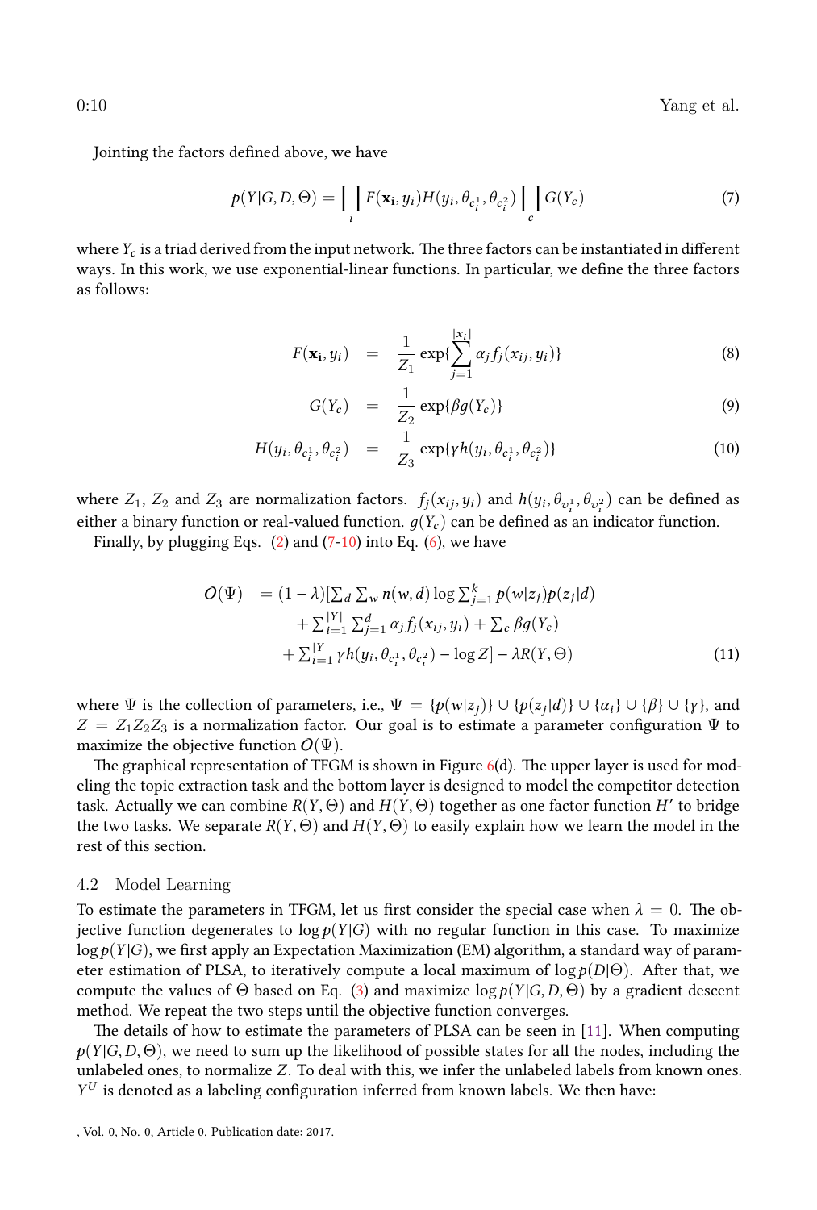Jointing the factors defined above, we have

$$p(Y|G,D,\Theta) = \prod_i F(\mathbf{x_i}, y_i) H(y_i, \theta_{c_i^1}, \theta_{c_i^2}) \prod_c G(Y_c) \tag{7}$$

where $Y_c$ is a triad derived from the input network. The three factors can be instantiated in different ways. In this work, we use exponential-linear functions. In particular, we define the three factors as follows:

$$F(\mathbf{x_i}, y_i) = \frac{1}{Z_1} \exp\{\sum_{j=1}^{|x_i|} \alpha_j f_j(x_{ij}, y_i)\} \tag{8}$$

$$G(Y_c) = \frac{1}{Z_2} \exp\{\beta g(Y_c)\} \tag{9}$$

$$H(y_i, \theta_{c_i^1}, \theta_{c_i^2}) = \frac{1}{Z_3} \exp\{\gamma h(y_i, \theta_{c_i^1}, \theta_{c_i^2})\} \tag{10}$$

where $Z_1$, $Z_2$ and $Z_3$ are normalization factors. $f_j(x_{ij}, y_i)$ and $h(y_i, \theta_{v_i^1}, \theta_{v_i^2})$ can be defined as either a binary function or real-valued function. $g(Y_c)$ can be defined as an indicator function.

Finally, by plugging Eqs. (2) and (7-10) into Eq. (6), we have

$$\begin{aligned} O(\Psi) &= (1-\lambda)[\textstyle\sum_d \sum_w n(w,d) \log \sum_{j=1}^{k} p(w|z_j) p(z_j|d) \\ &\quad + \textstyle\sum_{i=1}^{|Y|} \sum_{j=1}^{d} \alpha_j f_j(x_{ij}, y_i) + \sum_c \beta g(Y_c) \\ &\quad + \textstyle\sum_{i=1}^{|Y|} \gamma h(y_i, \theta_{c_i^1}, \theta_{c_i^2}) - \log Z] - \lambda R(Y, \Theta) \end{aligned} \tag{11}$$

where $\Psi$ is the collection of parameters, i.e., $\Psi = \{p(w|z_j)\} \cup \{p(z_j|d)\} \cup \{\alpha_i\} \cup \{\beta\} \cup \{\gamma\}$, and $Z = Z_1 Z_2 Z_3$ is a normalization factor. Our goal is to estimate a parameter configuration $\Psi$ to maximize the objective function $O(\Psi)$.

The graphical representation of TFGM is shown in Figure 6(d). The upper layer is used for modeling the topic extraction task and the bottom layer is designed to model the competitor detection task. Actually we can combine $R(Y, \Theta)$ and $H(Y, \Theta)$ together as one factor function $H'$ to bridge the two tasks. We separate $R(Y, \Theta)$ and $H(Y, \Theta)$ to easily explain how we learn the model in the rest of this section.

### 4.2 Model Learning

To estimate the parameters in TFGM, let us first consider the special case when $\lambda = 0$. The objective function degenerates to $\log p(Y|G)$ with no regular function in this case. To maximize $\log p(Y|G)$, we first apply an Expectation Maximization (EM) algorithm, a standard way of parameter estimation of PLSA, to iteratively compute a local maximum of $\log p(D|\Theta)$. After that, we compute the values of $\Theta$ based on Eq. (3) and maximize $\log p(Y|G, D, \Theta)$ by a gradient descent method. We repeat the two steps until the objective function converges.

The details of how to estimate the parameters of PLSA can be seen in [11]. When computing $p(Y|G, D, \Theta)$, we need to sum up the likelihood of possible states for all the nodes, including the unlabeled ones, to normalize $Z$. To deal with this, we infer the unlabeled labels from known ones. $Y^U$ is denoted as a labeling configuration inferred from known labels. We then have: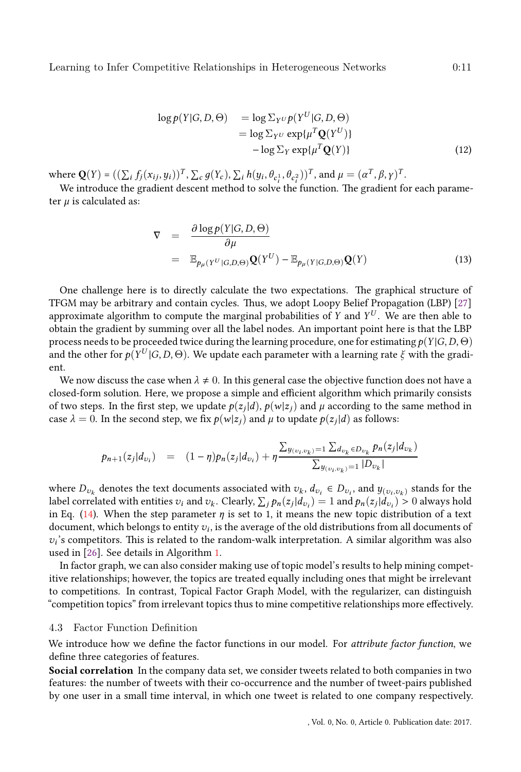$$
\begin{aligned}
\log p(Y|G,D,\Theta) &= \log \Sigma_{Y^U} p(Y^U|G,D,\Theta) \\
&= \log \Sigma_{Y^U} \exp\{\mu^T \mathbf{Q}(Y^U)\} \\
&\quad - \log \Sigma_{Y} \exp\{\mu^T \mathbf{Q}(Y)\}
\end{aligned} \tag{12}
$$

where $\mathbf{Q}(Y) = ((\sum_i f_j(x_{ij}, y_i))^T, \sum_c g(Y_c), \sum_i h(y_i, \theta_{c_i^1}, \theta_{c_i^2}))^T$, and $\mu = (\alpha^T, \beta, \gamma)^T$.

We introduce the gradient descent method to solve the function. The gradient for each parameter $\mu$ is calculated as:

$$
\begin{aligned}
\nabla &= \frac{\partial \log p(Y|G,D,\Theta)}{\partial \mu} \\
&= \mathbb{E}_{p_\mu(Y^U|G,D,\Theta)} \mathbf{Q}(Y^U) - \mathbb{E}_{p_\mu(Y|G,D,\Theta)} \mathbf{Q}(Y)
\end{aligned} \tag{13}
$$

One challenge here is to directly calculate the two expectations. The graphical structure of TFGM may be arbitrary and contain cycles. Thus, we adopt Loopy Belief Propagation (LBP) [27] approximate algorithm to compute the marginal probabilities of $Y$ and $Y^U$. We are then able to obtain the gradient by summing over all the label nodes. An important point here is that the LBP process needs to be proceeded twice during the learning procedure, one for estimating $p(Y|G,D,\Theta)$ and the other for $p(Y^U|G,D,\Theta)$. We update each parameter with a learning rate $\xi$ with the gradient.

We now discuss the case when $\lambda \neq 0$. In this general case the objective function does not have a closed-form solution. Here, we propose a simple and efficient algorithm which primarily consists of two steps. In the first step, we update $p(z_j|d)$, $p(w|z_j)$ and $\mu$ according to the same method in case $\lambda = 0$. In the second step, we fix $p(w|z_j)$ and $\mu$ to update $p(z_j|d)$ as follows:

$$
p_{n+1}(z_j|d_{v_i}) = (1-\eta)p_n(z_j|d_{v_i}) + \eta \frac{\sum_{y_{(v_i,v_k)}=1} \sum_{d_{v_k} \in D_{v_k}} p_n(z_j|d_{v_k})}{\sum_{y_{(v_i,v_k)}=1} |D_{v_k}|}
$$

where $D_{v_k}$ denotes the text documents associated with $v_k$, $d_{v_i} \in D_{v_i}$, and $y_{(v_i,v_k)}$ stands for the label correlated with entities $v_i$ and $v_k$. Clearly, $\sum_j p_n(z_j|d_{v_i}) = 1$ and $p_n(z_j|d_{v_i}) > 0$ always hold in Eq. (14). When the step parameter $\eta$ is set to 1, it means the new topic distribution of a text document, which belongs to entity $v_i$, is the average of the old distributions from all documents of $v_i$'s competitors. This is related to the random-walk interpretation. A similar algorithm was also used in [26]. See details in Algorithm 1.

In factor graph, we can also consider making use of topic model's results to help mining competitive relationships; however, the topics are treated equally including ones that might be irrelevant to competitions. In contrast, Topical Factor Graph Model, with the regularizer, can distinguish "competition topics" from irrelevant topics thus to mine competitive relationships more effectively.

### 4.3 Factor Function Definition

We introduce how we define the factor functions in our model. For *attribute factor function*, we define three categories of features.

**Social correlation** In the company data set, we consider tweets related to both companies in two features: the number of tweets with their co-occurrence and the number of tweet-pairs published by one user in a small time interval, in which one tweet is related to one company respectively.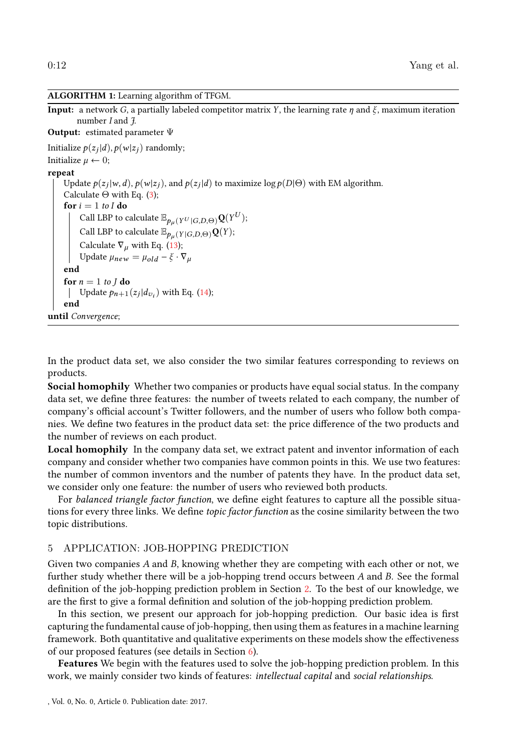**ALGORITHM 1:** Learning algorithm of TFGM.

**Input:** a network $G$, a partially labeled competitor matrix $Y$, the learning rate $\eta$ and $\xi$, maximum iteration number $I$ and $J$.

**Output:** estimated parameter $\Psi$

```
Initialize p(z_j|d), p(w|z_j) randomly;
Initialize μ ← 0;
repeat
    Update p(z_j|w,d), p(w|z_j), and p(z_j|d) to maximize log p(D|Θ) with EM algorithm.
    Calculate Θ with Eq. (3);
    for i = 1 to I do
        Call LBP to calculate E_{p_μ(Y^U|G,D,Θ)} Q(Y^U);
        Call LBP to calculate E_{p_μ(Y|G,D,Θ)} Q(Y);
        Calculate ∇_μ with Eq. (13);
        Update μ_new = μ_old − ξ · ∇_μ
    end
    for n = 1 to J do
        Update p_{n+1}(z_j|d_{v_i}) with Eq. (14);
    end
until Convergence;
```

In the product data set, we also consider the two similar features corresponding to reviews on products.

**Social homophily** Whether two companies or products have equal social status. In the company data set, we define three features: the number of tweets related to each company, the number of company's official account's Twitter followers, and the number of users who follow both companies. We define two features in the product data set: the price difference of the two products and the number of reviews on each product.

**Local homophily** In the company data set, we extract patent and inventor information of each company and consider whether two companies have common points in this. We use two features: the number of common inventors and the number of patents they have. In the product data set, we consider only one feature: the number of users who reviewed both products.

For *balanced triangle factor function*, we define eight features to capture all the possible situations for every three links. We define *topic factor function* as the cosine similarity between the two topic distributions.

## 5 APPLICATION: JOB-HOPPING PREDICTION

Given two companies $A$ and $B$, knowing whether they are competing with each other or not, we further study whether there will be a job-hopping trend occurs between $A$ and $B$. See the formal definition of the job-hopping prediction problem in Section 2. To the best of our knowledge, we are the first to give a formal definition and solution of the job-hopping prediction problem.

In this section, we present our approach for job-hopping prediction. Our basic idea is first capturing the fundamental cause of job-hopping, then using them as features in a machine learning framework. Both quantitative and qualitative experiments on these models show the effectiveness of our proposed features (see details in Section 6).

**Features** We begin with the features used to solve the job-hopping prediction problem. In this work, we mainly consider two kinds of features: *intellectual capital* and *social relationships*.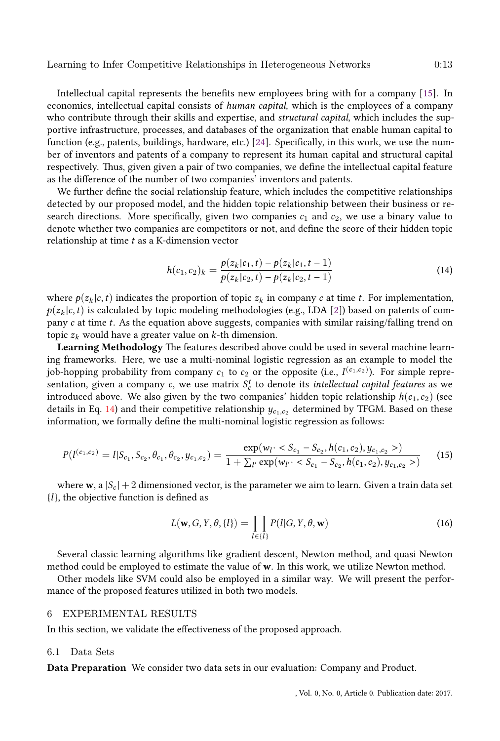Intellectual capital represents the benefits new employees bring with for a company [15]. In economics, intellectual capital consists of *human capital*, which is the employees of a company who contribute through their skills and expertise, and *structural capital*, which includes the supportive infrastructure, processes, and databases of the organization that enable human capital to function (e.g., patents, buildings, hardware, etc.) [24]. Specifically, in this work, we use the number of inventors and patents of a company to represent its human capital and structural capital respectively. Thus, given given a pair of two companies, we define the intellectual capital feature as the difference of the number of two companies' inventors and patents.

We further define the social relationship feature, which includes the competitive relationships detected by our proposed model, and the hidden topic relationship between their business or research directions. More specifically, given two companies $c_1$ and $c_2$, we use a binary value to denote whether two companies are competitors or not, and define the score of their hidden topic relationship at time $t$ as a K-dimension vector

$$h(c_1, c_2)_k = \frac{p(z_k|c_1, t) - p(z_k|c_1, t-1)}{p(z_k|c_2, t) - p(z_k|c_2, t-1)} \tag{14}$$

where $p(z_k|c, t)$ indicates the proportion of topic $z_k$ in company $c$ at time $t$. For implementation, $p(z_k|c, t)$ is calculated by topic modeling methodologies (e.g., LDA [2]) based on patents of company $c$ at time $t$. As the equation above suggests, companies with similar raising/falling trend on topic $z_k$ would have a greater value on $k$-th dimension.

**Learning Methodology** The features described above could be used in several machine learning frameworks. Here, we use a multi-nominal logistic regression as an example to model the job-hopping probability from company $c_1$ to $c_2$ or the opposite (i.e., $I^{(c_1,c_2)}$). For simple representation, given a company $c$, we use matrix $S_c^t$ to denote its *intellectual capital features* as we introduced above. We also given by the two companies' hidden topic relationship $h(c_1, c_2)$ (see details in Eq. 14) and their competitive relationship $y_{c_1,c_2}$ determined by TFGM. Based on these information, we formally define the multi-nominal logistic regression as follows:

$$P(I^{(c_1,c_2)} = l|S_{c_1}, S_{c_2}, \theta_{c_1}, \theta_{c_2}, y_{c_1,c_2}) = \frac{\exp(w_l \cdot < S_{c_1} - S_{c_2}, h(c_1, c_2), y_{c_1,c_2} >)}{1 + \sum_{l'} \exp(w_{l'} \cdot < S_{c_1} - S_{c_2}, h(c_1, c_2), y_{c_1,c_2} >)} \tag{15}$$

where $\mathbf{w}$, a $|S_c| + 2$ dimensioned vector, is the parameter we aim to learn. Given a train data set $\{l\}$, the objective function is defined as

$$L(\mathbf{w}, G, Y, \theta, \{l\}) = \prod_{l \in \{l\}} P(l|G, Y, \theta, \mathbf{w}) \tag{16}$$

Several classic learning algorithms like gradient descent, Newton method, and quasi Newton method could be employed to estimate the value of $\mathbf{w}$. In this work, we utilize Newton method.

Other models like SVM could also be employed in a similar way. We will present the performance of the proposed features utilized in both two models.

## 6 EXPERIMENTAL RESULTS

In this section, we validate the effectiveness of the proposed approach.

### 6.1 Data Sets

**Data Preparation** We consider two data sets in our evaluation: Company and Product.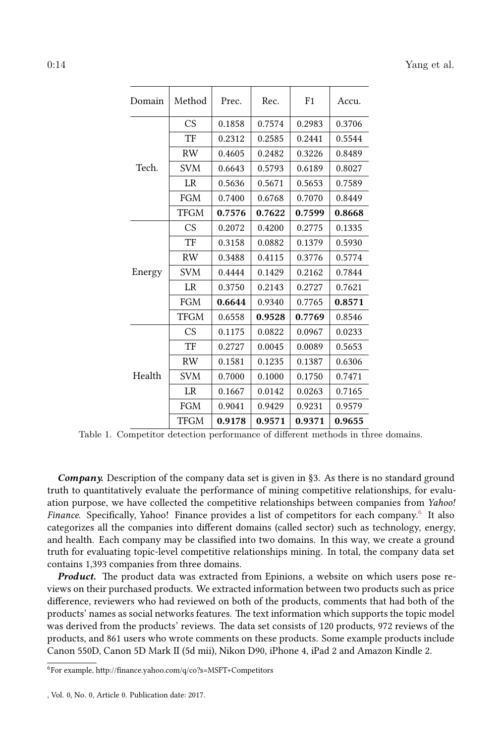| Domain | Method | Prec. | Rec. | F1 | Accu. |
|---|---|---|---|---|---|
| Tech. | CS | 0.1858 | 0.7574 | 0.2983 | 0.3706 |
| | TF | 0.2312 | 0.2585 | 0.2441 | 0.5544 |
| | RW | 0.4605 | 0.2482 | 0.3226 | 0.8489 |
| | SVM | 0.6643 | 0.5793 | 0.6189 | 0.8027 |
| | LR | 0.5636 | 0.5671 | 0.5653 | 0.7589 |
| | FGM | 0.7400 | 0.6768 | 0.7070 | 0.8449 |
| | TFGM | **0.7576** | **0.7622** | **0.7599** | **0.8668** |
| Energy | CS | 0.2072 | 0.4200 | 0.2775 | 0.1335 |
| | TF | 0.3158 | 0.0882 | 0.1379 | 0.5930 |
| | RW | 0.3488 | 0.4115 | 0.3776 | 0.5774 |
| | SVM | 0.4444 | 0.1429 | 0.2162 | 0.7844 |
| | LR | 0.3750 | 0.2143 | 0.2727 | 0.7621 |
| | FGM | **0.6644** | 0.9340 | 0.7765 | **0.8571** |
| | TFGM | 0.6558 | **0.9528** | **0.7769** | 0.8546 |
| Health | CS | 0.1175 | 0.0822 | 0.0967 | 0.0233 |
| | TF | 0.2727 | 0.0045 | 0.0089 | 0.5653 |
| | RW | 0.1581 | 0.1235 | 0.1387 | 0.6306 |
| | SVM | 0.7000 | 0.1000 | 0.1750 | 0.7471 |
| | LR | 0.1667 | 0.0142 | 0.0263 | 0.7165 |
| | FGM | 0.9041 | 0.9429 | 0.9231 | 0.9579 |
| | TFGM | **0.9178** | **0.9571** | **0.9371** | **0.9655** |

Table 1. Competitor detection performance of different methods in three domains.

***Company.*** Description of the company data set is given in §3. As there is no standard ground truth to quantitatively evaluate the performance of mining competitive relationships, for evaluation purpose, we have collected the competitive relationships between companies from *Yahoo! Finance*. Specifically, Yahoo! Finance provides a list of competitors for each company.[6] It also categorizes all the companies into different domains (called sector) such as technology, energy, and health. Each company may be classified into two domains. In this way, we create a ground truth for evaluating topic-level competitive relationships mining. In total, the company data set contains 1,393 companies from three domains.

***Product.*** The product data was extracted from Epinions, a website on which users pose reviews on their purchased products. We extracted information between two products such as price difference, reviewers who had reviewed on both of the products, comments that had both of the products' names as social networks features. The text information which supports the topic model was derived from the products' reviews. The data set consists of 120 products, 972 reviews of the products, and 861 users who wrote comments on these products. Some example products include Canon 550D, Canon 5D Mark II (5d mii), Nikon D90, iPhone 4, iPad 2 and Amazon Kindle 2.

[6] For example, http://finance.yahoo.com/q/co?s=MSFT+Competitors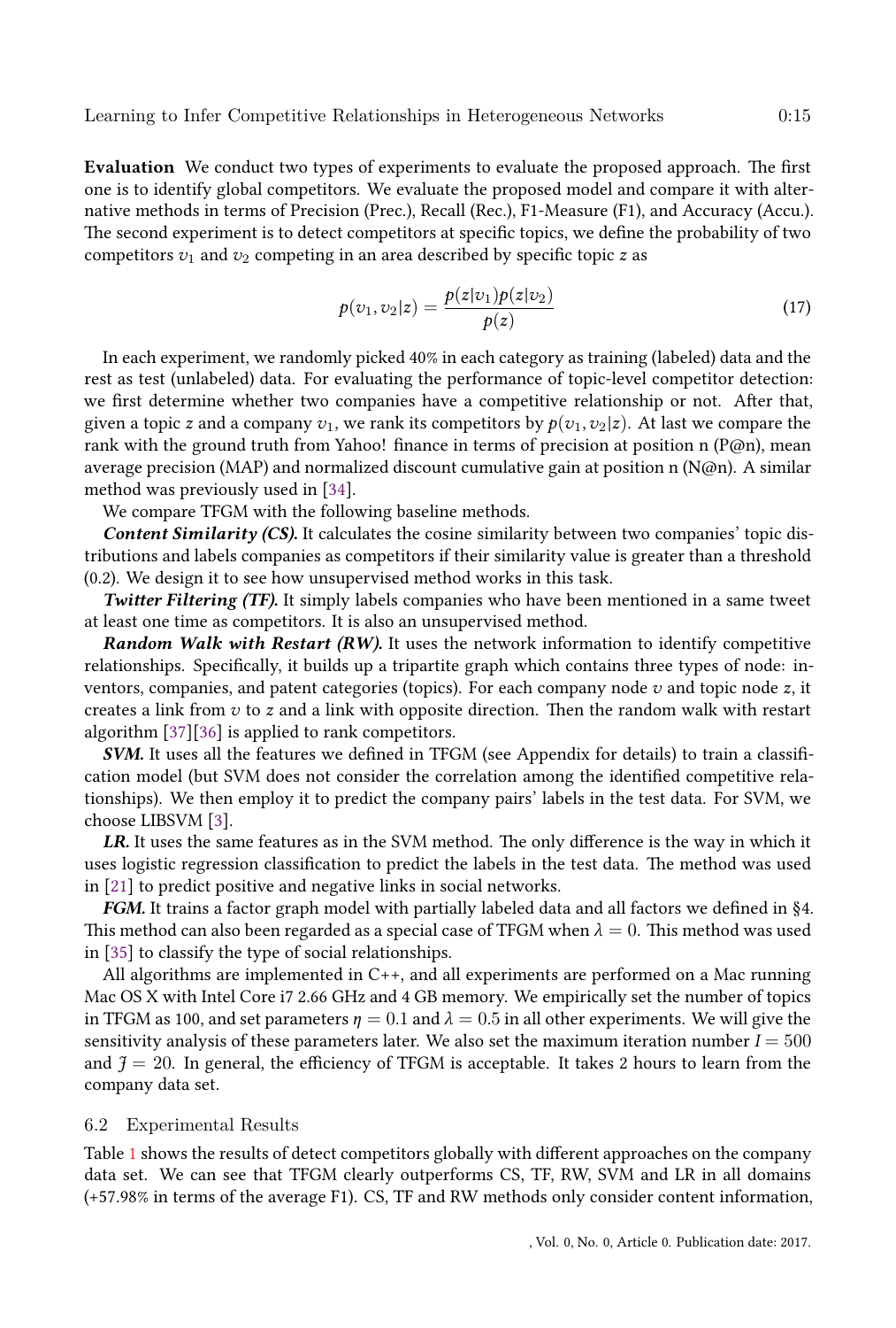**Evaluation** We conduct two types of experiments to evaluate the proposed approach. The first one is to identify global competitors. We evaluate the proposed model and compare it with alternative methods in terms of Precision (Prec.), Recall (Rec.), F1-Measure (F1), and Accuracy (Accu.). The second experiment is to detect competitors at specific topics, we define the probability of two competitors $v_1$ and $v_2$ competing in an area described by specific topic $z$ as

$$p(v_1, v_2|z) = \frac{p(z|v_1)p(z|v_2)}{p(z)} \tag{17}$$

In each experiment, we randomly picked 40% in each category as training (labeled) data and the rest as test (unlabeled) data. For evaluating the performance of topic-level competitor detection: we first determine whether two companies have a competitive relationship or not. After that, given a topic $z$ and a company $v_1$, we rank its competitors by $p(v_1, v_2|z)$. At last we compare the rank with the ground truth from Yahoo! finance in terms of precision at position n (P@n), mean average precision (MAP) and normalized discount cumulative gain at position n (N@n). A similar method was previously used in [34].

We compare TFGM with the following baseline methods.

***Content Similarity (CS).*** It calculates the cosine similarity between two companies' topic distributions and labels companies as competitors if their similarity value is greater than a threshold (0.2). We design it to see how unsupervised method works in this task.

***Twitter Filtering (TF).*** It simply labels companies who have been mentioned in a same tweet at least one time as competitors. It is also an unsupervised method.

***Random Walk with Restart (RW).*** It uses the network information to identify competitive relationships. Specifically, it builds up a tripartite graph which contains three types of node: inventors, companies, and patent categories (topics). For each company node $v$ and topic node $z$, it creates a link from $v$ to $z$ and a link with opposite direction. Then the random walk with restart algorithm [37][36] is applied to rank competitors.

***SVM.*** It uses all the features we defined in TFGM (see Appendix for details) to train a classification model (but SVM does not consider the correlation among the identified competitive relationships). We then employ it to predict the company pairs' labels in the test data. For SVM, we choose LIBSVM [3].

***LR.*** It uses the same features as in the SVM method. The only difference is the way in which it uses logistic regression classification to predict the labels in the test data. The method was used in [21] to predict positive and negative links in social networks.

***FGM.*** It trains a factor graph model with partially labeled data and all factors we defined in §4. This method can also been regarded as a special case of TFGM when $\lambda = 0$. This method was used in [35] to classify the type of social relationships.

All algorithms are implemented in C++, and all experiments are performed on a Mac running Mac OS X with Intel Core i7 2.66 GHz and 4 GB memory. We empirically set the number of topics in TFGM as 100, and set parameters $\eta = 0.1$ and $\lambda = 0.5$ in all other experiments. We will give the sensitivity analysis of these parameters later. We also set the maximum iteration number $I = 500$ and $\mathcal{J} = 20$. In general, the efficiency of TFGM is acceptable. It takes 2 hours to learn from the company data set.

### 6.2 Experimental Results

Table 1 shows the results of detect competitors globally with different approaches on the company data set. We can see that TFGM clearly outperforms CS, TF, RW, SVM and LR in all domains (+57.98% in terms of the average F1). CS, TF and RW methods only consider content information,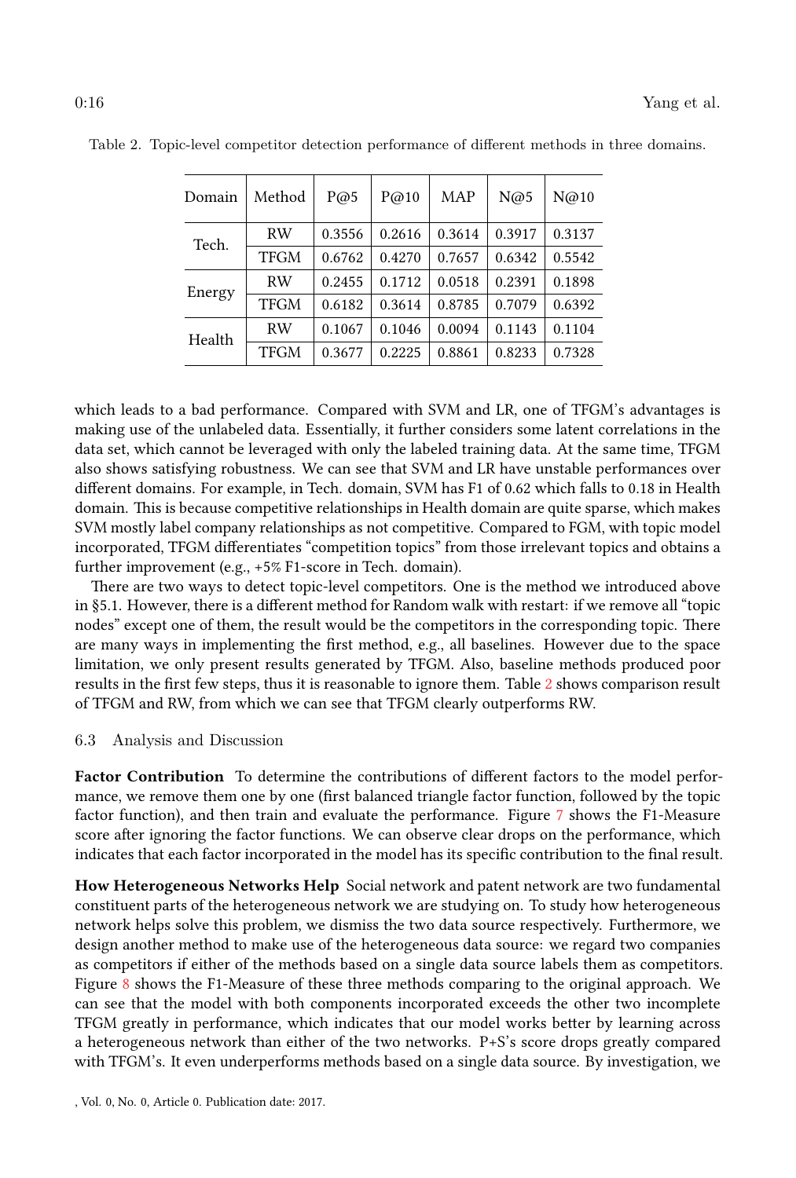Table 2. Topic-level competitor detection performance of different methods in three domains.

| Domain | Method | P@5 | P@10 | MAP | N@5 | N@10 |
|---|---|---|---|---|---|---|
| Tech. | RW | 0.3556 | 0.2616 | 0.3614 | 0.3917 | 0.3137 |
| | TFGM | 0.6762 | 0.4270 | 0.7657 | 0.6342 | 0.5542 |
| Energy | RW | 0.2455 | 0.1712 | 0.0518 | 0.2391 | 0.1898 |
| | TFGM | 0.6182 | 0.3614 | 0.8785 | 0.7079 | 0.6392 |
| Health | RW | 0.1067 | 0.1046 | 0.0094 | 0.1143 | 0.1104 |
| | TFGM | 0.3677 | 0.2225 | 0.8861 | 0.8233 | 0.7328 |

which leads to a bad performance. Compared with SVM and LR, one of TFGM's advantages is making use of the unlabeled data. Essentially, it further considers some latent correlations in the data set, which cannot be leveraged with only the labeled training data. At the same time, TFGM also shows satisfying robustness. We can see that SVM and LR have unstable performances over different domains. For example, in Tech. domain, SVM has F1 of 0.62 which falls to 0.18 in Health domain. This is because competitive relationships in Health domain are quite sparse, which makes SVM mostly label company relationships as not competitive. Compared to FGM, with topic model incorporated, TFGM differentiates "competition topics" from those irrelevant topics and obtains a further improvement (e.g., +5% F1-score in Tech. domain).

There are two ways to detect topic-level competitors. One is the method we introduced above in §5.1. However, there is a different method for Random walk with restart: if we remove all "topic nodes" except one of them, the result would be the competitors in the corresponding topic. There are many ways in implementing the first method, e.g., all baselines. However due to the space limitation, we only present results generated by TFGM. Also, baseline methods produced poor results in the first few steps, thus it is reasonable to ignore them. Table 2 shows comparison result of TFGM and RW, from which we can see that TFGM clearly outperforms RW.

### 6.3 Analysis and Discussion

**Factor Contribution** To determine the contributions of different factors to the model performance, we remove them one by one (first balanced triangle factor function, followed by the topic factor function), and then train and evaluate the performance. Figure 7 shows the F1-Measure score after ignoring the factor functions. We can observe clear drops on the performance, which indicates that each factor incorporated in the model has its specific contribution to the final result.

**How Heterogeneous Networks Help** Social network and patent network are two fundamental constituent parts of the heterogeneous network we are studying on. To study how heterogeneous network helps solve this problem, we dismiss the two data source respectively. Furthermore, we design another method to make use of the heterogeneous data source: we regard two companies as competitors if either of the methods based on a single data source labels them as competitors. Figure 8 shows the F1-Measure of these three methods comparing to the original approach. We can see that the model with both components incorporated exceeds the other two incomplete TFGM greatly in performance, which indicates that our model works better by learning across a heterogeneous network than either of the two networks. P+S's score drops greatly compared with TFGM's. It even underperforms methods based on a single data source. By investigation, we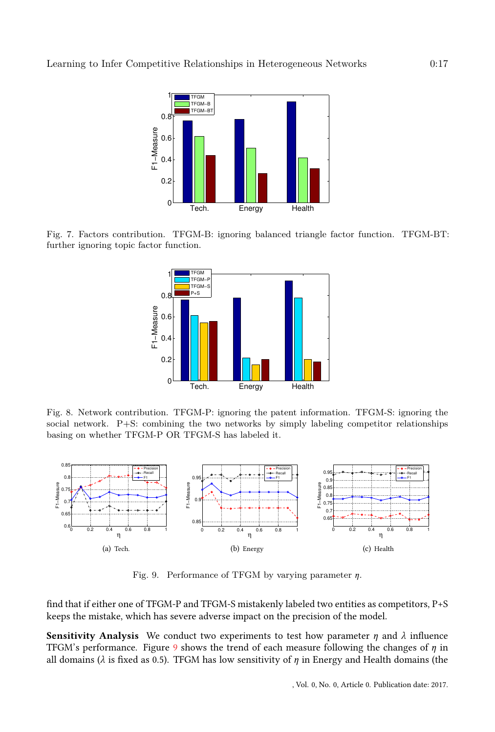Fig. 7. Factors contribution. TFGM-B: ignoring balanced triangle factor function. TFGM-BT: further ignoring topic factor function.

Fig. 8. Network contribution. TFGM-P: ignoring the patent information. TFGM-S: ignoring the social network. P+S: combining the two networks by simply labeling competitor relationships basing on whether TFGM-P OR TFGM-S has labeled it.

(a) Tech.

(b) Energy

(c) Health

Fig. 9. Performance of TFGM by varying parameter $\eta$.

find that if either one of TFGM-P and TFGM-S mistakenly labeled two entities as competitors, P+S keeps the mistake, which has severe adverse impact on the precision of the model.

**Sensitivity Analysis** We conduct two experiments to test how parameter $\eta$ and $\lambda$ influence TFGM's performance. Figure 9 shows the trend of each measure following the changes of $\eta$ in all domains ($\lambda$ is fixed as 0.5). TFGM has low sensitivity of $\eta$ in Energy and Health domains (the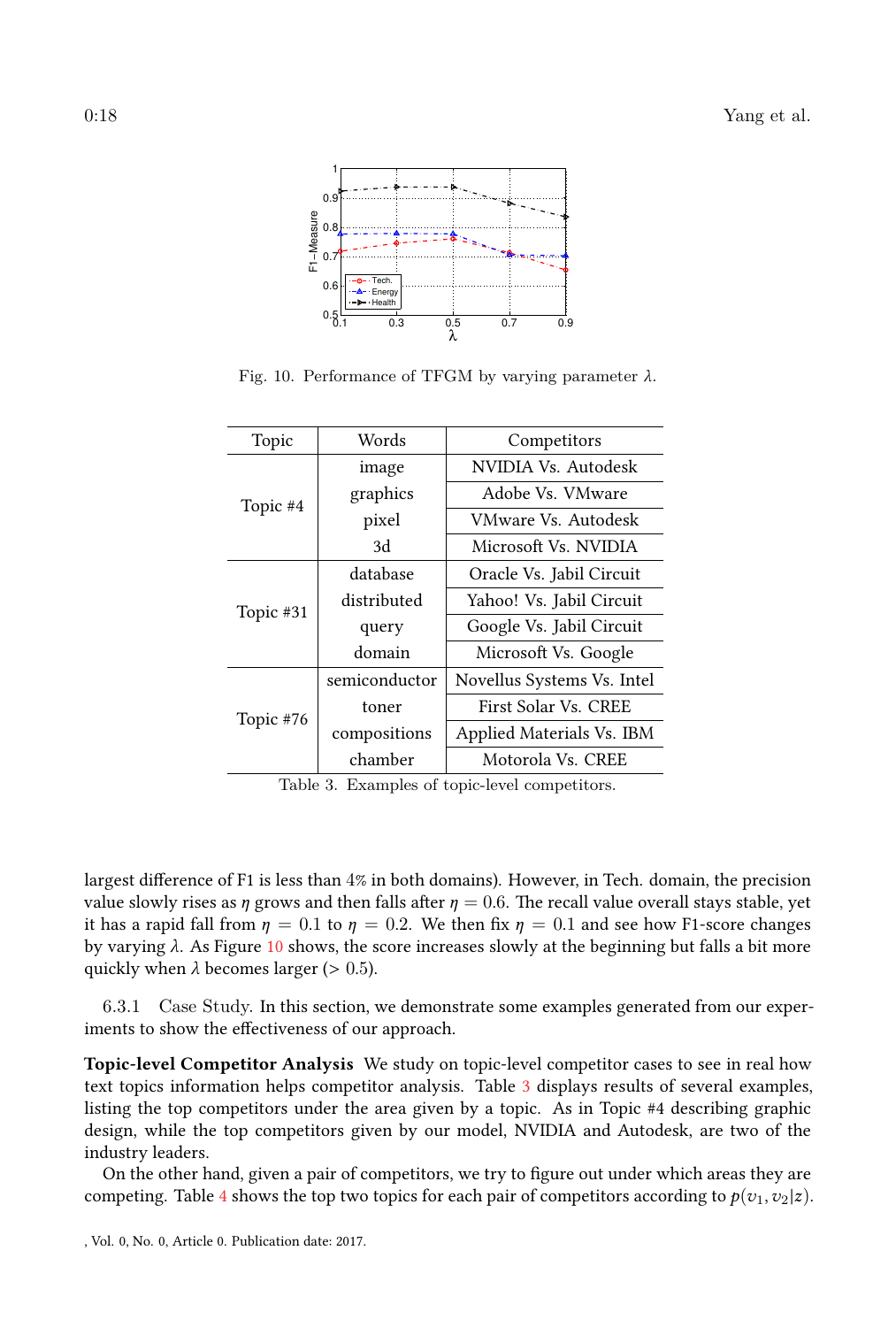Fig. 10. Performance of TFGM by varying parameter $\lambda$.

| Topic | Words | Competitors |
|---|---|---|
| Topic #4 | image | NVIDIA Vs. Autodesk |
| | graphics | Adobe Vs. VMware |
| | pixel | VMware Vs. Autodesk |
| | 3d | Microsoft Vs. NVIDIA |
| Topic #31 | database | Oracle Vs. Jabil Circuit |
| | distributed | Yahoo! Vs. Jabil Circuit |
| | query | Google Vs. Jabil Circuit |
| | domain | Microsoft Vs. Google |
| Topic #76 | semiconductor | Novellus Systems Vs. Intel |
| | toner | First Solar Vs. CREE |
| | compositions | Applied Materials Vs. IBM |
| | chamber | Motorola Vs. CREE |

Table 3. Examples of topic-level competitors.

largest difference of F1 is less than 4% in both domains). However, in Tech. domain, the precision value slowly rises as $\eta$ grows and then falls after $\eta = 0.6$. The recall value overall stays stable, yet it has a rapid fall from $\eta = 0.1$ to $\eta = 0.2$. We then fix $\eta = 0.1$ and see how F1-score changes by varying $\lambda$. As Figure 10 shows, the score increases slowly at the beginning but falls a bit more quickly when $\lambda$ becomes larger ($> 0.5$).

### 6.3.1 Case Study.

In this section, we demonstrate some examples generated from our experiments to show the effectiveness of our approach.

**Topic-level Competitor Analysis** We study on topic-level competitor cases to see in real how text topics information helps competitor analysis. Table 3 displays results of several examples, listing the top competitors under the area given by a topic. As in Topic #4 describing graphic design, while the top competitors given by our model, NVIDIA and Autodesk, are two of the industry leaders.

On the other hand, given a pair of competitors, we try to figure out under which areas they are competing. Table 4 shows the top two topics for each pair of competitors according to $p(v_1, v_2|z)$.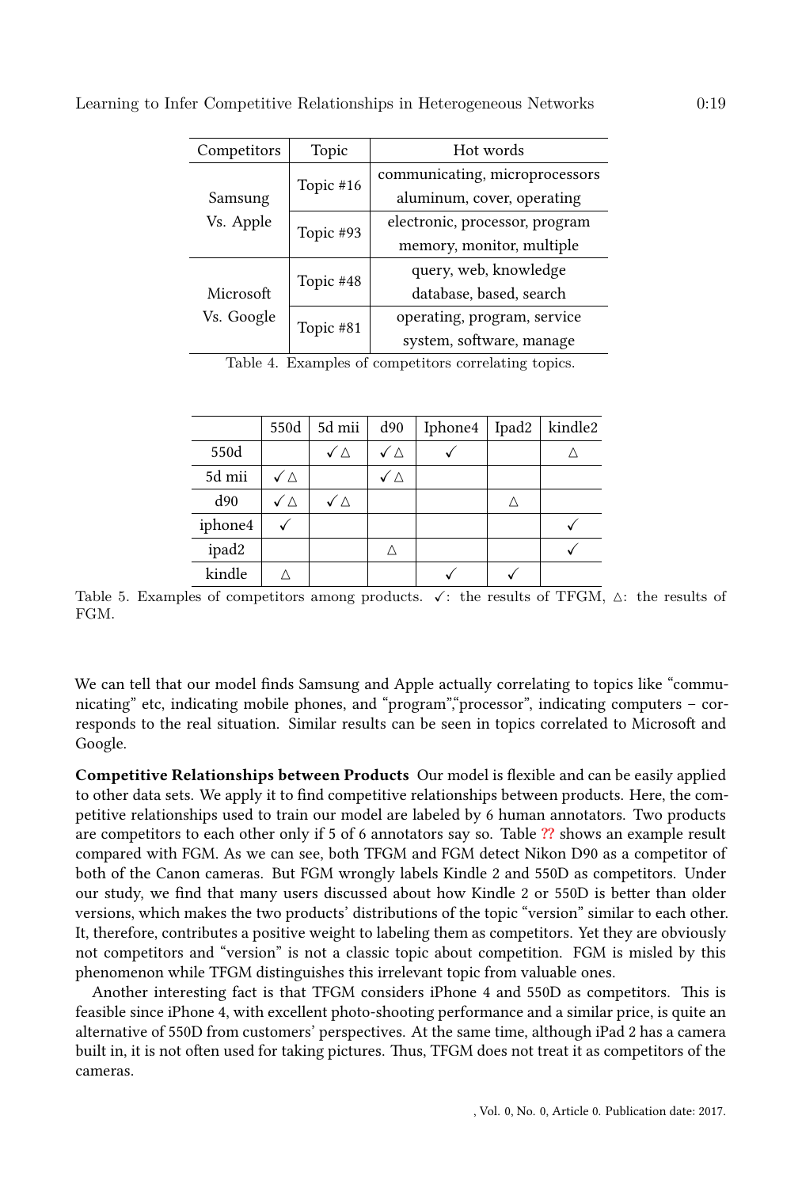| Competitors | Topic | Hot words |
|---|---|---|
| Samsung Vs. Apple | Topic #16 | communicating, microprocessors aluminum, cover, operating |
| | Topic #93 | electronic, processor, program memory, monitor, multiple |
| Microsoft Vs. Google | Topic #48 | query, web, knowledge database, based, search |
| | Topic #81 | operating, program, service system, software, manage |

Table 4. Examples of competitors correlating topics.

| | 550d | 5d mii | d90 | Iphone4 | Ipad2 | kindle2 |
|---|---|---|---|---|---|---|
| 550d | | ✓ △ | ✓ △ | ✓ | | △ |
| 5d mii | ✓ △ | | ✓ △ | | | |
| d90 | ✓ △ | ✓ △ | | | △ | |
| iphone4 | ✓ | | | | | ✓ |
| ipad2 | | | △ | | | ✓ |
| kindle | △ | | | ✓ | ✓ | |

Table 5. Examples of competitors among products. ✓: the results of TFGM, △: the results of FGM.

We can tell that our model finds Samsung and Apple actually correlating to topics like "communicating" etc, indicating mobile phones, and "program","processor", indicating computers – corresponds to the real situation. Similar results can be seen in topics correlated to Microsoft and Google.

**Competitive Relationships between Products** Our model is flexible and can be easily applied to other data sets. We apply it to find competitive relationships between products. Here, the competitive relationships used to train our model are labeled by 6 human annotators. Two products are competitors to each other only if 5 of 6 annotators say so. Table ?? shows an example result compared with FGM. As we can see, both TFGM and FGM detect Nikon D90 as a competitor of both of the Canon cameras. But FGM wrongly labels Kindle 2 and 550D as competitors. Under our study, we find that many users discussed about how Kindle 2 or 550D is better than older versions, which makes the two products' distributions of the topic "version" similar to each other. It, therefore, contributes a positive weight to labeling them as competitors. Yet they are obviously not competitors and "version" is not a classic topic about competition. FGM is misled by this phenomenon while TFGM distinguishes this irrelevant topic from valuable ones.

Another interesting fact is that TFGM considers iPhone 4 and 550D as competitors. This is feasible since iPhone 4, with excellent photo-shooting performance and a similar price, is quite an alternative of 550D from customers' perspectives. At the same time, although iPad 2 has a camera built in, it is not often used for taking pictures. Thus, TFGM does not treat it as competitors of the cameras.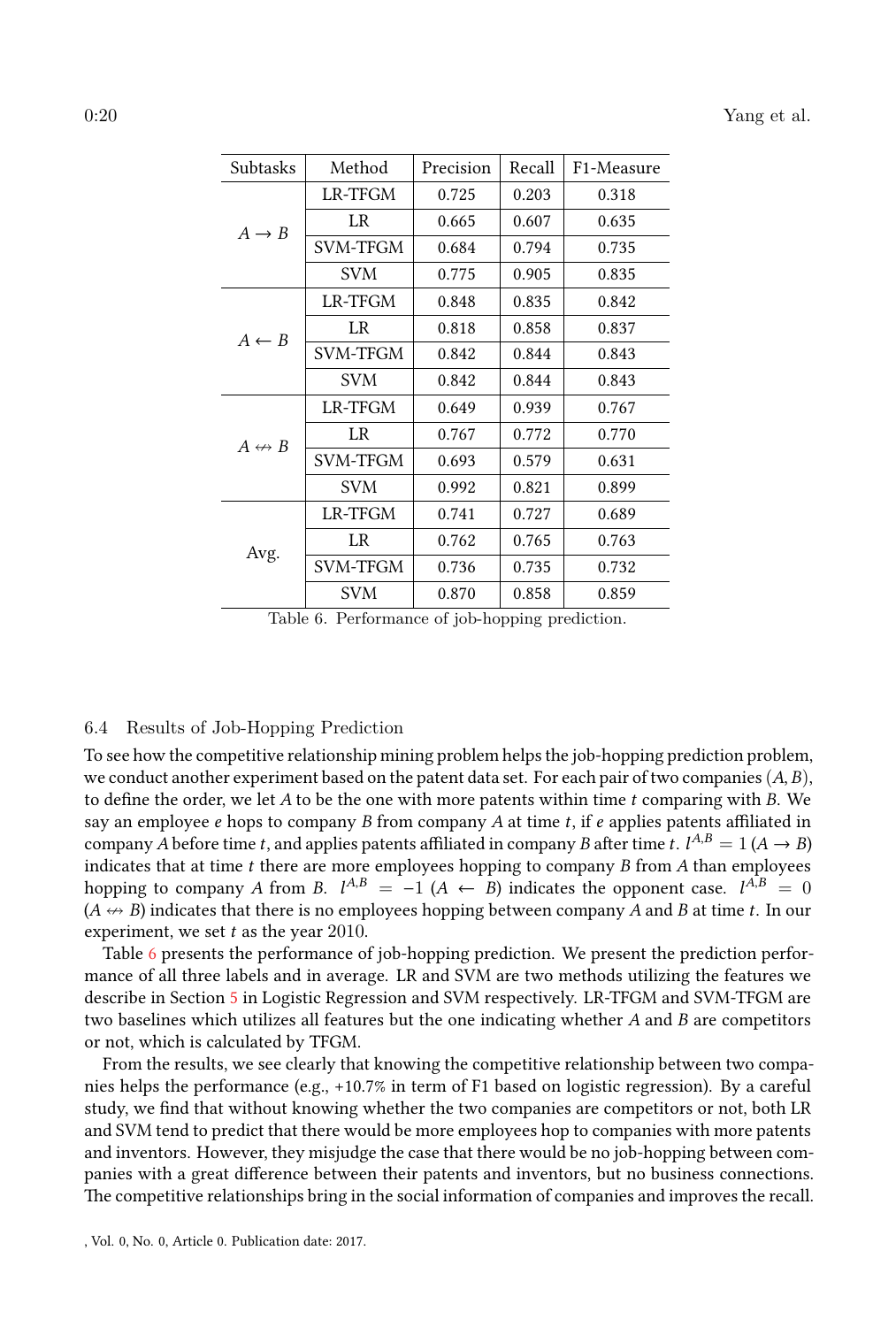| Subtasks | Method | Precision | Recall | F1-Measure |
|---|---|---|---|---|
| $A \rightarrow B$ | LR-TFGM | 0.725 | 0.203 | 0.318 |
| | LR | 0.665 | 0.607 | 0.635 |
| | SVM-TFGM | 0.684 | 0.794 | 0.735 |
| | SVM | 0.775 | 0.905 | 0.835 |
| $A \leftarrow B$ | LR-TFGM | 0.848 | 0.835 | 0.842 |
| | LR | 0.818 | 0.858 | 0.837 |
| | SVM-TFGM | 0.842 | 0.844 | 0.843 |
| | SVM | 0.842 | 0.844 | 0.843 |
| $A \nleftrightarrow B$ | LR-TFGM | 0.649 | 0.939 | 0.767 |
| | LR | 0.767 | 0.772 | 0.770 |
| | SVM-TFGM | 0.693 | 0.579 | 0.631 |
| | SVM | 0.992 | 0.821 | 0.899 |
| Avg. | LR-TFGM | 0.741 | 0.727 | 0.689 |
| | LR | 0.762 | 0.765 | 0.763 |
| | SVM-TFGM | 0.736 | 0.735 | 0.732 |
| | SVM | 0.870 | 0.858 | 0.859 |

Table 6. Performance of job-hopping prediction.

### 6.4 Results of Job-Hopping Prediction

To see how the competitive relationship mining problem helps the job-hopping prediction problem, we conduct another experiment based on the patent data set. For each pair of two companies $(A, B)$, to define the order, we let $A$ to be the one with more patents within time $t$ comparing with $B$. We say an employee $e$ hops to company $B$ from company $A$ at time $t$, if $e$ applies patents affiliated in company $A$ before time $t$, and applies patents affiliated in company $B$ after time $t$. $l^{A,B} = 1$ ($A \rightarrow B$) indicates that at time $t$ there are more employees hopping to company $B$ from $A$ than employees hopping to company $A$ from $B$. $l^{A,B} = -1$ ($A \leftarrow B$) indicates the opponent case. $l^{A,B} = 0$ ($A \nleftrightarrow B$) indicates that there is no employees hopping between company $A$ and $B$ at time $t$. In our experiment, we set $t$ as the year 2010.

Table 6 presents the performance of job-hopping prediction. We present the prediction performance of all three labels and in average. LR and SVM are two methods utilizing the features we describe in Section 5 in Logistic Regression and SVM respectively. LR-TFGM and SVM-TFGM are two baselines which utilizes all features but the one indicating whether $A$ and $B$ are competitors or not, which is calculated by TFGM.

From the results, we see clearly that knowing the competitive relationship between two companies helps the performance (e.g., +10.7% in term of F1 based on logistic regression). By a careful study, we find that without knowing whether the two companies are competitors or not, both LR and SVM tend to predict that there would be more employees hop to companies with more patents and inventors. However, they misjudge the case that there would be no job-hopping between companies with a great difference between their patents and inventors, but no business connections. The competitive relationships bring in the social information of companies and improves the recall.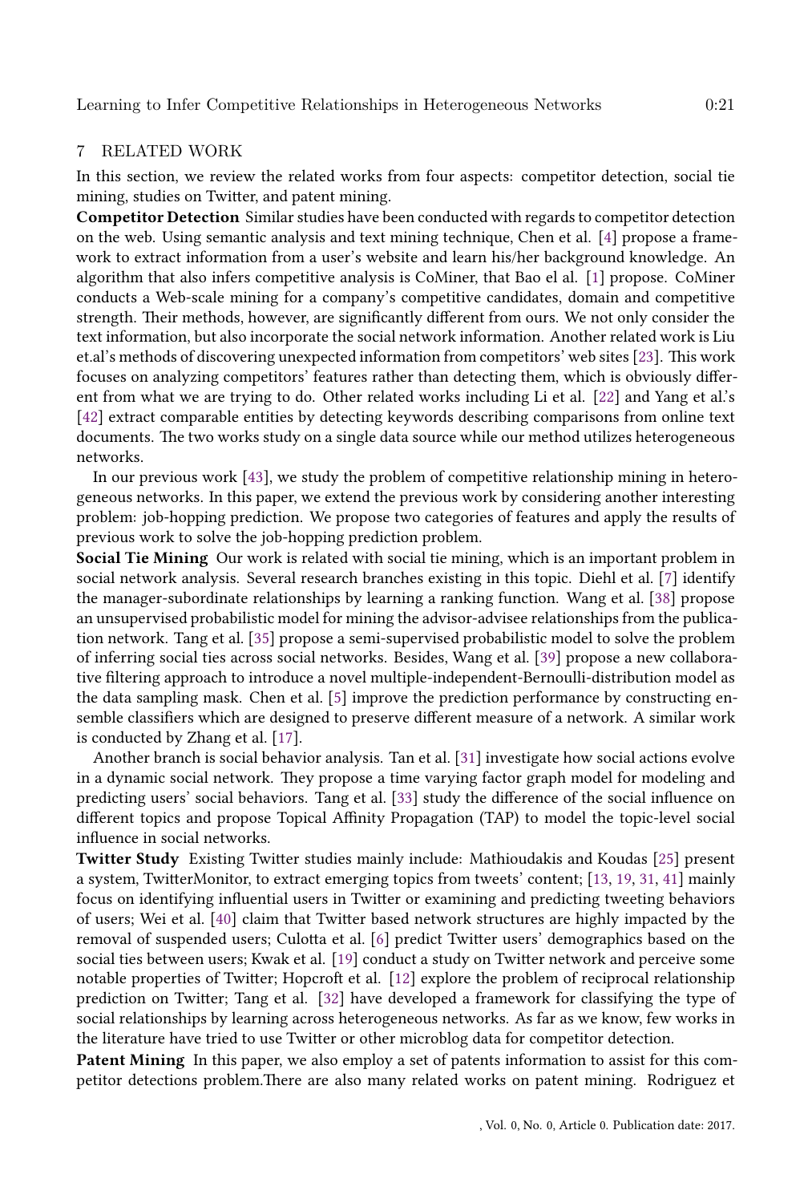## 7 RELATED WORK

In this section, we review the related works from four aspects: competitor detection, social tie mining, studies on Twitter, and patent mining.

**Competitor Detection** Similar studies have been conducted with regards to competitor detection on the web. Using semantic analysis and text mining technique, Chen et al. [4] propose a framework to extract information from a user's website and learn his/her background knowledge. An algorithm that also infers competitive analysis is CoMiner, that Bao el al. [1] propose. CoMiner conducts a Web-scale mining for a company's competitive candidates, domain and competitive strength. Their methods, however, are significantly different from ours. We not only consider the text information, but also incorporate the social network information. Another related work is Liu et.al's methods of discovering unexpected information from competitors' web sites [23]. This work focuses on analyzing competitors' features rather than detecting them, which is obviously different from what we are trying to do. Other related works including Li et al. [22] and Yang et al.'s [42] extract comparable entities by detecting keywords describing comparisons from online text documents. The two works study on a single data source while our method utilizes heterogeneous networks.

In our previous work [43], we study the problem of competitive relationship mining in heterogeneous networks. In this paper, we extend the previous work by considering another interesting problem: job-hopping prediction. We propose two categories of features and apply the results of previous work to solve the job-hopping prediction problem.

**Social Tie Mining** Our work is related with social tie mining, which is an important problem in social network analysis. Several research branches existing in this topic. Diehl et al. [7] identify the manager-subordinate relationships by learning a ranking function. Wang et al. [38] propose an unsupervised probabilistic model for mining the advisor-advisee relationships from the publication network. Tang et al. [35] propose a semi-supervised probabilistic model to solve the problem of inferring social ties across social networks. Besides, Wang et al. [39] propose a new collaborative filtering approach to introduce a novel multiple-independent-Bernoulli-distribution model as the data sampling mask. Chen et al. [5] improve the prediction performance by constructing ensemble classifiers which are designed to preserve different measure of a network. A similar work is conducted by Zhang et al. [17].

Another branch is social behavior analysis. Tan et al. [31] investigate how social actions evolve in a dynamic social network. They propose a time varying factor graph model for modeling and predicting users' social behaviors. Tang et al. [33] study the difference of the social influence on different topics and propose Topical Affinity Propagation (TAP) to model the topic-level social influence in social networks.

**Twitter Study** Existing Twitter studies mainly include: Mathioudakis and Koudas [25] present a system, TwitterMonitor, to extract emerging topics from tweets' content; [13, 19, 31, 41] mainly focus on identifying influential users in Twitter or examining and predicting tweeting behaviors of users; Wei et al. [40] claim that Twitter based network structures are highly impacted by the removal of suspended users; Culotta et al. [6] predict Twitter users' demographics based on the social ties between users; Kwak et al. [19] conduct a study on Twitter network and perceive some notable properties of Twitter; Hopcroft et al. [12] explore the problem of reciprocal relationship prediction on Twitter; Tang et al. [32] have developed a framework for classifying the type of social relationships by learning across heterogeneous networks. As far as we know, few works in the literature have tried to use Twitter or other microblog data for competitor detection.

**Patent Mining** In this paper, we also employ a set of patents information to assist for this competitor detections problem.There are also many related works on patent mining. Rodriguez et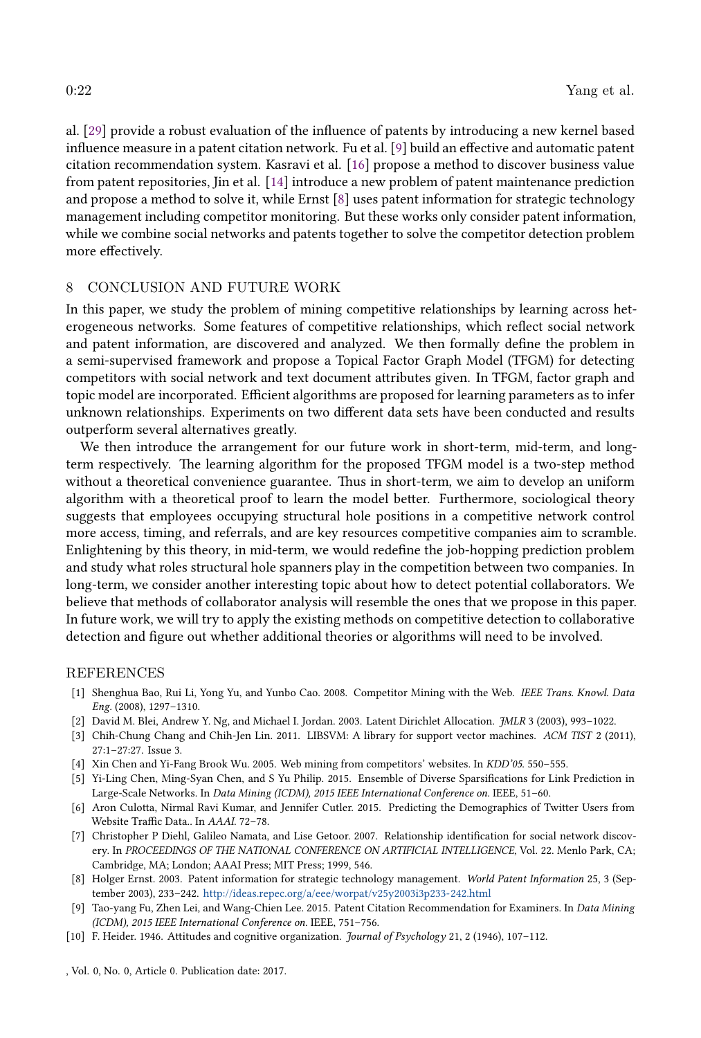al. [29] provide a robust evaluation of the influence of patents by introducing a new kernel based influence measure in a patent citation network. Fu et al. [9] build an effective and automatic patent citation recommendation system. Kasravi et al. [16] propose a method to discover business value from patent repositories, Jin et al. [14] introduce a new problem of patent maintenance prediction and propose a method to solve it, while Ernst [8] uses patent information for strategic technology management including competitor monitoring. But these works only consider patent information, while we combine social networks and patents together to solve the competitor detection problem more effectively.

## 8 CONCLUSION AND FUTURE WORK

In this paper, we study the problem of mining competitive relationships by learning across heterogeneous networks. Some features of competitive relationships, which reflect social network and patent information, are discovered and analyzed. We then formally define the problem in a semi-supervised framework and propose a Topical Factor Graph Model (TFGM) for detecting competitors with social network and text document attributes given. In TFGM, factor graph and topic model are incorporated. Efficient algorithms are proposed for learning parameters as to infer unknown relationships. Experiments on two different data sets have been conducted and results outperform several alternatives greatly.

We then introduce the arrangement for our future work in short-term, mid-term, and long-term respectively. The learning algorithm for the proposed TFGM model is a two-step method without a theoretical convenience guarantee. Thus in short-term, we aim to develop an uniform algorithm with a theoretical proof to learn the model better. Furthermore, sociological theory suggests that employees occupying structural hole positions in a competitive network control more access, timing, and referrals, and are key resources competitive companies aim to scramble. Enlightening by this theory, in mid-term, we would redefine the job-hopping prediction problem and study what roles structural hole spanners play in the competition between two companies. In long-term, we consider another interesting topic about how to detect potential collaborators. We believe that methods of collaborator analysis will resemble the ones that we propose in this paper. In future work, we will try to apply the existing methods on competitive detection to collaborative detection and figure out whether additional theories or algorithms will need to be involved.

## REFERENCES

[1] Shenghua Bao, Rui Li, Yong Yu, and Yunbo Cao. 2008. Competitor Mining with the Web. *IEEE Trans. Knowl. Data Eng.* (2008), 1297–1310.

[2] David M. Blei, Andrew Y. Ng, and Michael I. Jordan. 2003. Latent Dirichlet Allocation. *JMLR* 3 (2003), 993–1022.

[3] Chih-Chung Chang and Chih-Jen Lin. 2011. LIBSVM: A library for support vector machines. *ACM TIST* 2 (2011), 27:1–27:27. Issue 3.

[4] Xin Chen and Yi-Fang Brook Wu. 2005. Web mining from competitors' websites. In *KDD'05*. 550–555.

[5] Yi-Ling Chen, Ming-Syan Chen, and S Yu Philip. 2015. Ensemble of Diverse Sparsifications for Link Prediction in Large-Scale Networks. In *Data Mining (ICDM), 2015 IEEE International Conference on*. IEEE, 51–60.

[6] Aron Culotta, Nirmal Ravi Kumar, and Jennifer Cutler. 2015. Predicting the Demographics of Twitter Users from Website Traffic Data.. In *AAAI*. 72–78.

[7] Christopher P Diehl, Galileo Namata, and Lise Getoor. 2007. Relationship identification for social network discovery. In *PROCEEDINGS OF THE NATIONAL CONFERENCE ON ARTIFICIAL INTELLIGENCE*, Vol. 22. Menlo Park, CA; Cambridge, MA; London; AAAI Press; MIT Press; 1999, 546.

[8] Holger Ernst. 2003. Patent information for strategic technology management. *World Patent Information* 25, 3 (September 2003), 233–242. http://ideas.repec.org/a/eee/worpat/v25y2003i3p233-242.html

[9] Tao-yang Fu, Zhen Lei, and Wang-Chien Lee. 2015. Patent Citation Recommendation for Examiners. In *Data Mining (ICDM), 2015 IEEE International Conference on*. IEEE, 751–756.

[10] F. Heider. 1946. Attitudes and cognitive organization. *Journal of Psychology* 21, 2 (1946), 107–112.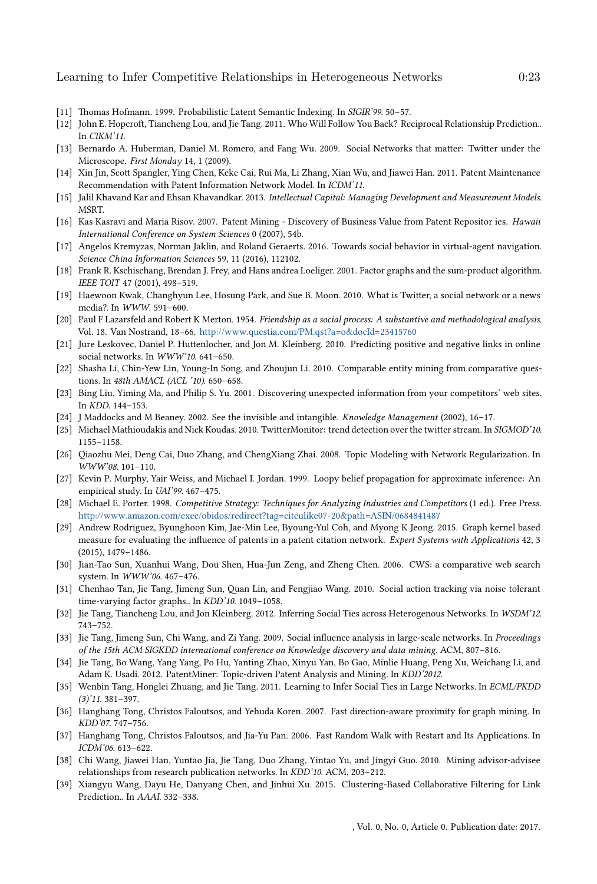- [11] Thomas Hofmann. 1999. Probabilistic Latent Semantic Indexing. In *SIGIR'99*. 50–57.
- [12] John E. Hopcroft, Tiancheng Lou, and Jie Tang. 2011. Who Will Follow You Back? Reciprocal Relationship Prediction.. In *CIKM'11*.
- [13] Bernardo A. Huberman, Daniel M. Romero, and Fang Wu. 2009. Social Networks that matter: Twitter under the Microscope. *First Monday* 14, 1 (2009).
- [14] Xin Jin, Scott Spangler, Ying Chen, Keke Cai, Rui Ma, Li Zhang, Xian Wu, and Jiawei Han. 2011. Patent Maintenance Recommendation with Patent Information Network Model. In *ICDM'11*.
- [15] Jalil Khavand Kar and Ehsan Khavandkar. 2013. *Intellectual Capital: Managing Development and Measurement Models*. MSRT.
- [16] Kas Kasravi and Maria Risov. 2007. Patent Mining - Discovery of Business Value from Patent Repositor ies. *Hawaii International Conference on System Sciences* 0 (2007), 54b.
- [17] Angelos Kremyzas, Norman Jaklin, and Roland Geraerts. 2016. Towards social behavior in virtual-agent navigation. *Science China Information Sciences* 59, 11 (2016), 112102.
- [18] Frank R. Kschischang, Brendan J. Frey, and Hans andrea Loeliger. 2001. Factor graphs and the sum-product algorithm. *IEEE TOIT* 47 (2001), 498–519.
- [19] Haewoon Kwak, Changhyun Lee, Hosung Park, and Sue B. Moon. 2010. What is Twitter, a social network or a news media?. In *WWW*. 591–600.
- [20] Paul F Lazarsfeld and Robert K Merton. 1954. *Friendship as a social process: A substantive and methodological analysis*. Vol. 18. Van Nostrand, 18–66. http://www.questia.com/PM.qst?a=o&docId=23415760
- [21] Jure Leskovec, Daniel P. Huttenlocher, and Jon M. Kleinberg. 2010. Predicting positive and negative links in online social networks. In *WWW'10*. 641–650.
- [22] Shasha Li, Chin-Yew Lin, Young-In Song, and Zhoujun Li. 2010. Comparable entity mining from comparative questions. In *48th AMACL (ACL '10)*. 650–658.
- [23] Bing Liu, Yiming Ma, and Philip S. Yu. 2001. Discovering unexpected information from your competitors' web sites. In *KDD*. 144–153.
- [24] J Maddocks and M Beaney. 2002. See the invisible and intangible. *Knowledge Management* (2002), 16–17.
- [25] Michael Mathioudakis and Nick Koudas. 2010. TwitterMonitor: trend detection over the twitter stream. In *SIGMOD'10*. 1155–1158.
- [26] Qiaozhu Mei, Deng Cai, Duo Zhang, and ChengXiang Zhai. 2008. Topic Modeling with Network Regularization. In *WWW'08*. 101–110.
- [27] Kevin P. Murphy, Yair Weiss, and Michael I. Jordan. 1999. Loopy belief propagation for approximate inference: An empirical study. In *UAI'99*. 467–475.
- [28] Michael E. Porter. 1998. *Competitive Strategy: Techniques for Analyzing Industries and Competitors* (1 ed.). Free Press. http://www.amazon.com/exec/obidos/redirect?tag=citeulike07-20&path=ASIN/0684841487
- [29] Andrew Rodriguez, Byunghoon Kim, Jae-Min Lee, Byoung-Yul Coh, and Myong K Jeong. 2015. Graph kernel based measure for evaluating the influence of patents in a patent citation network. *Expert Systems with Applications* 42, 3 (2015), 1479–1486.
- [30] Jian-Tao Sun, Xuanhui Wang, Dou Shen, Hua-Jun Zeng, and Zheng Chen. 2006. CWS: a comparative web search system. In *WWW'06*. 467–476.
- [31] Chenhao Tan, Jie Tang, Jimeng Sun, Quan Lin, and Fengjiao Wang. 2010. Social action tracking via noise tolerant time-varying factor graphs.. In *KDD'10*. 1049–1058.
- [32] Jie Tang, Tiancheng Lou, and Jon Kleinberg. 2012. Inferring Social Ties across Heterogenous Networks. In *WSDM'12*. 743–752.
- [33] Jie Tang, Jimeng Sun, Chi Wang, and Zi Yang. 2009. Social influence analysis in large-scale networks. In *Proceedings of the 15th ACM SIGKDD international conference on Knowledge discovery and data mining*. ACM, 807–816.
- [34] Jie Tang, Bo Wang, Yang Yang, Po Hu, Yanting Zhao, Xinyu Yan, Bo Gao, Minlie Huang, Peng Xu, Weichang Li, and Adam K. Usadi. 2012. PatentMiner: Topic-driven Patent Analysis and Mining. In *KDD'2012*.
- [35] Wenbin Tang, Honglei Zhuang, and Jie Tang. 2011. Learning to Infer Social Ties in Large Networks. In *ECML/PKDD (3)'11*. 381–397.
- [36] Hanghang Tong, Christos Faloutsos, and Yehuda Koren. 2007. Fast direction-aware proximity for graph mining. In *KDD'07*. 747–756.
- [37] Hanghang Tong, Christos Faloutsos, and Jia-Yu Pan. 2006. Fast Random Walk with Restart and Its Applications. In *ICDM'06*. 613–622.
- [38] Chi Wang, Jiawei Han, Yuntao Jia, Jie Tang, Duo Zhang, Yintao Yu, and Jingyi Guo. 2010. Mining advisor-advisee relationships from research publication networks. In *KDD'10*. ACM, 203–212.
- [39] Xiangyu Wang, Dayu He, Danyang Chen, and Jinhui Xu. 2015. Clustering-Based Collaborative Filtering for Link Prediction.. In *AAAI*. 332–338.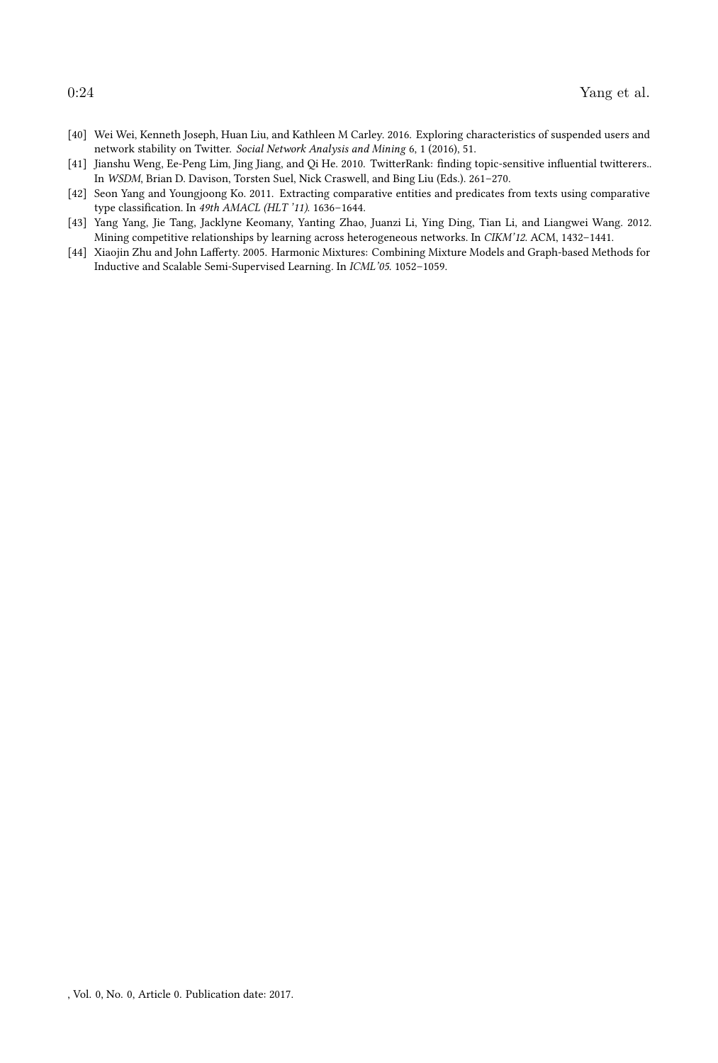[40] Wei Wei, Kenneth Joseph, Huan Liu, and Kathleen M Carley. 2016. Exploring characteristics of suspended users and network stability on Twitter. *Social Network Analysis and Mining* 6, 1 (2016), 51.

[41] Jianshu Weng, Ee-Peng Lim, Jing Jiang, and Qi He. 2010. TwitterRank: finding topic-sensitive influential twitterers.. In *WSDM*, Brian D. Davison, Torsten Suel, Nick Craswell, and Bing Liu (Eds.). 261–270.

[42] Seon Yang and Youngjoong Ko. 2011. Extracting comparative entities and predicates from texts using comparative type classification. In *49th AMACL (HLT '11)*. 1636–1644.

[43] Yang Yang, Jie Tang, Jacklyne Keomany, Yanting Zhao, Juanzi Li, Ying Ding, Tian Li, and Liangwei Wang. 2012. Mining competitive relationships by learning across heterogeneous networks. In *CIKM'12*. ACM, 1432–1441.

[44] Xiaojin Zhu and John Lafferty. 2005. Harmonic Mixtures: Combining Mixture Models and Graph-based Methods for Inductive and Scalable Semi-Supervised Learning. In *ICML'05*. 1052–1059.